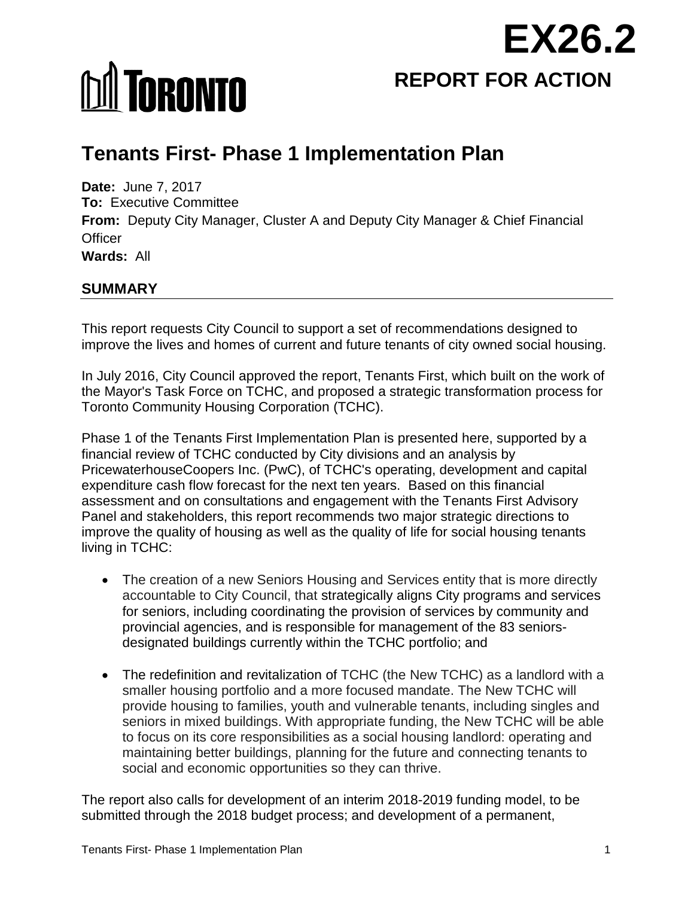# EX26.2

# REPORT FOR ACTION

# Tenants First- Phase 1 Implementation Plan

**Date:** June 7, 2017
**To:** Executive Committee
**From:** Deputy City Manager, Cluster A and Deputy City Manager & Chief Financial Officer
**Wards:** All

## SUMMARY

This report requests City Council to support a set of recommendations designed to improve the lives and homes of current and future tenants of city owned social housing.

In July 2016, City Council approved the report, Tenants First, which built on the work of the Mayor's Task Force on TCHC, and proposed a strategic transformation process for Toronto Community Housing Corporation (TCHC).

Phase 1 of the Tenants First Implementation Plan is presented here, supported by a financial review of TCHC conducted by City divisions and an analysis by PricewaterhouseCoopers Inc. (PwC), of TCHC's operating, development and capital expenditure cash flow forecast for the next ten years. Based on this financial assessment and on consultations and engagement with the Tenants First Advisory Panel and stakeholders, this report recommends two major strategic directions to improve the quality of housing as well as the quality of life for social housing tenants living in TCHC:

- The creation of a new Seniors Housing and Services entity that is more directly accountable to City Council, that strategically aligns City programs and services for seniors, including coordinating the provision of services by community and provincial agencies, and is responsible for management of the 83 seniors-designated buildings currently within the TCHC portfolio; and

- The redefinition and revitalization of TCHC (the New TCHC) as a landlord with a smaller housing portfolio and a more focused mandate. The New TCHC will provide housing to families, youth and vulnerable tenants, including singles and seniors in mixed buildings. With appropriate funding, the New TCHC will be able to focus on its core responsibilities as a social housing landlord: operating and maintaining better buildings, planning for the future and connecting tenants to social and economic opportunities so they can thrive.

The report also calls for development of an interim 2018-2019 funding model, to be submitted through the 2018 budget process; and development of a permanent,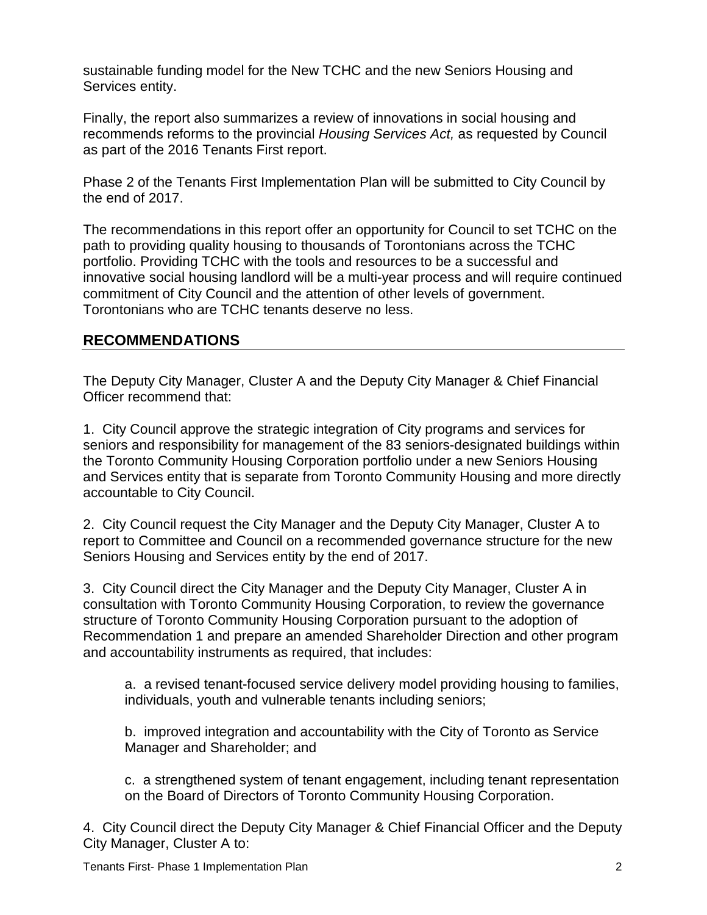sustainable funding model for the New TCHC and the new Seniors Housing and Services entity.

Finally, the report also summarizes a review of innovations in social housing and recommends reforms to the provincial *Housing Services Act,* as requested by Council as part of the 2016 Tenants First report.

Phase 2 of the Tenants First Implementation Plan will be submitted to City Council by the end of 2017.

The recommendations in this report offer an opportunity for Council to set TCHC on the path to providing quality housing to thousands of Torontonians across the TCHC portfolio. Providing TCHC with the tools and resources to be a successful and innovative social housing landlord will be a multi-year process and will require continued commitment of City Council and the attention of other levels of government. Torontonians who are TCHC tenants deserve no less.

## RECOMMENDATIONS

The Deputy City Manager, Cluster A and the Deputy City Manager & Chief Financial Officer recommend that:

1. City Council approve the strategic integration of City programs and services for seniors and responsibility for management of the 83 seniors-designated buildings within the Toronto Community Housing Corporation portfolio under a new Seniors Housing and Services entity that is separate from Toronto Community Housing and more directly accountable to City Council.

2. City Council request the City Manager and the Deputy City Manager, Cluster A to report to Committee and Council on a recommended governance structure for the new Seniors Housing and Services entity by the end of 2017.

3. City Council direct the City Manager and the Deputy City Manager, Cluster A in consultation with Toronto Community Housing Corporation, to review the governance structure of Toronto Community Housing Corporation pursuant to the adoption of Recommendation 1 and prepare an amended Shareholder Direction and other program and accountability instruments as required, that includes:

   a. a revised tenant-focused service delivery model providing housing to families, individuals, youth and vulnerable tenants including seniors;

   b. improved integration and accountability with the City of Toronto as Service Manager and Shareholder; and

   c. a strengthened system of tenant engagement, including tenant representation on the Board of Directors of Toronto Community Housing Corporation.

4. City Council direct the Deputy City Manager & Chief Financial Officer and the Deputy City Manager, Cluster A to: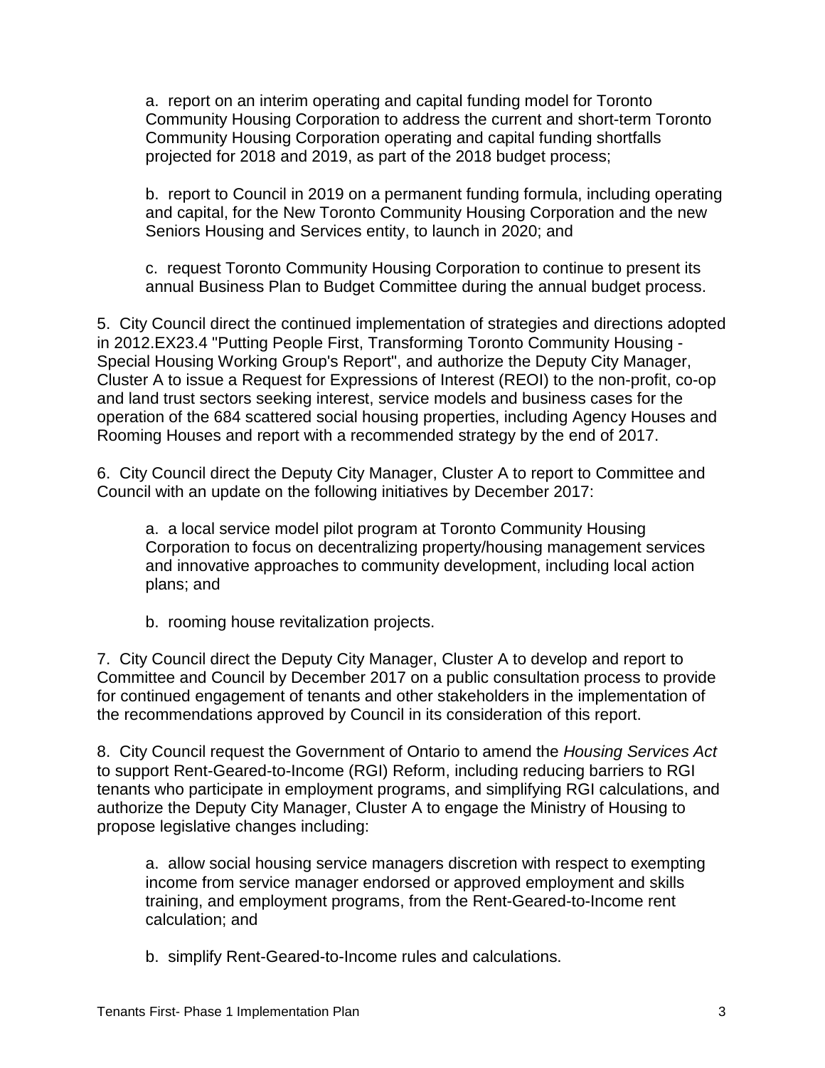a. report on an interim operating and capital funding model for Toronto Community Housing Corporation to address the current and short-term Toronto Community Housing Corporation operating and capital funding shortfalls projected for 2018 and 2019, as part of the 2018 budget process;

b. report to Council in 2019 on a permanent funding formula, including operating and capital, for the New Toronto Community Housing Corporation and the new Seniors Housing and Services entity, to launch in 2020; and

c. request Toronto Community Housing Corporation to continue to present its annual Business Plan to Budget Committee during the annual budget process.

5. City Council direct the continued implementation of strategies and directions adopted in 2012.EX23.4 "Putting People First, Transforming Toronto Community Housing - Special Housing Working Group's Report", and authorize the Deputy City Manager, Cluster A to issue a Request for Expressions of Interest (REOI) to the non-profit, co-op and land trust sectors seeking interest, service models and business cases for the operation of the 684 scattered social housing properties, including Agency Houses and Rooming Houses and report with a recommended strategy by the end of 2017.

6. City Council direct the Deputy City Manager, Cluster A to report to Committee and Council with an update on the following initiatives by December 2017:

a. a local service model pilot program at Toronto Community Housing Corporation to focus on decentralizing property/housing management services and innovative approaches to community development, including local action plans; and

b. rooming house revitalization projects.

7. City Council direct the Deputy City Manager, Cluster A to develop and report to Committee and Council by December 2017 on a public consultation process to provide for continued engagement of tenants and other stakeholders in the implementation of the recommendations approved by Council in its consideration of this report.

8. City Council request the Government of Ontario to amend the *Housing Services Act* to support Rent-Geared-to-Income (RGI) Reform, including reducing barriers to RGI tenants who participate in employment programs, and simplifying RGI calculations, and authorize the Deputy City Manager, Cluster A to engage the Ministry of Housing to propose legislative changes including:

a. allow social housing service managers discretion with respect to exempting income from service manager endorsed or approved employment and skills training, and employment programs, from the Rent-Geared-to-Income rent calculation; and

b. simplify Rent-Geared-to-Income rules and calculations.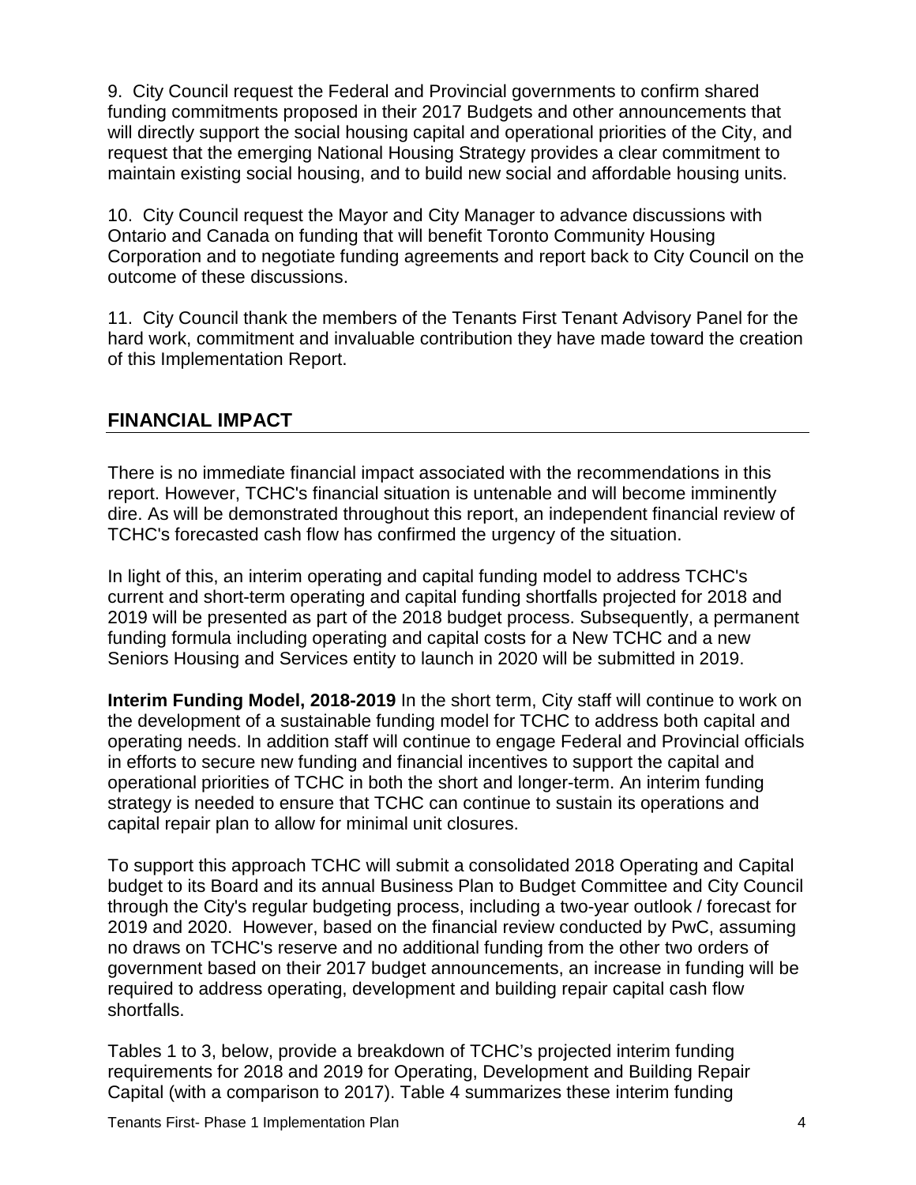9. City Council request the Federal and Provincial governments to confirm shared funding commitments proposed in their 2017 Budgets and other announcements that will directly support the social housing capital and operational priorities of the City, and request that the emerging National Housing Strategy provides a clear commitment to maintain existing social housing, and to build new social and affordable housing units.

10. City Council request the Mayor and City Manager to advance discussions with Ontario and Canada on funding that will benefit Toronto Community Housing Corporation and to negotiate funding agreements and report back to City Council on the outcome of these discussions.

11. City Council thank the members of the Tenants First Tenant Advisory Panel for the hard work, commitment and invaluable contribution they have made toward the creation of this Implementation Report.

## FINANCIAL IMPACT

There is no immediate financial impact associated with the recommendations in this report. However, TCHC's financial situation is untenable and will become imminently dire. As will be demonstrated throughout this report, an independent financial review of TCHC's forecasted cash flow has confirmed the urgency of the situation.

In light of this, an interim operating and capital funding model to address TCHC's current and short-term operating and capital funding shortfalls projected for 2018 and 2019 will be presented as part of the 2018 budget process. Subsequently, a permanent funding formula including operating and capital costs for a New TCHC and a new Seniors Housing and Services entity to launch in 2020 will be submitted in 2019.

**Interim Funding Model, 2018-2019** In the short term, City staff will continue to work on the development of a sustainable funding model for TCHC to address both capital and operating needs. In addition staff will continue to engage Federal and Provincial officials in efforts to secure new funding and financial incentives to support the capital and operational priorities of TCHC in both the short and longer-term. An interim funding strategy is needed to ensure that TCHC can continue to sustain its operations and capital repair plan to allow for minimal unit closures.

To support this approach TCHC will submit a consolidated 2018 Operating and Capital budget to its Board and its annual Business Plan to Budget Committee and City Council through the City's regular budgeting process, including a two-year outlook / forecast for 2019 and 2020. However, based on the financial review conducted by PwC, assuming no draws on TCHC's reserve and no additional funding from the other two orders of government based on their 2017 budget announcements, an increase in funding will be required to address operating, development and building repair capital cash flow shortfalls.

Tables 1 to 3, below, provide a breakdown of TCHC's projected interim funding requirements for 2018 and 2019 for Operating, Development and Building Repair Capital (with a comparison to 2017). Table 4 summarizes these interim funding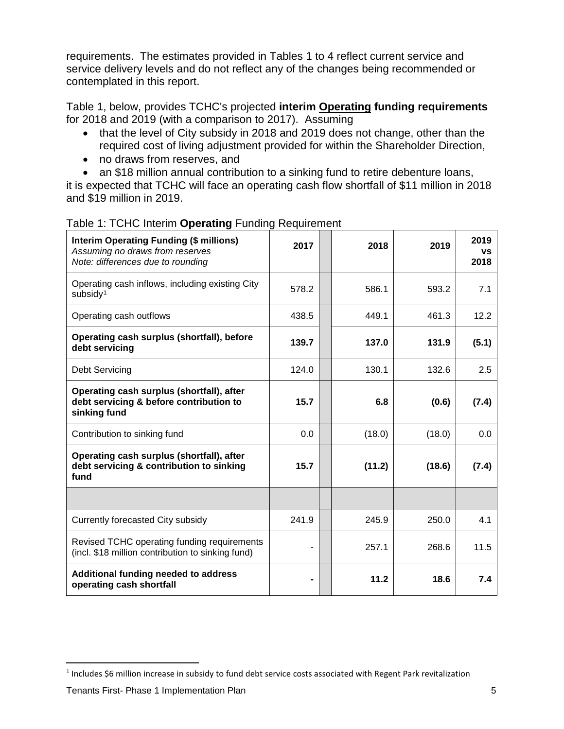requirements. The estimates provided in Tables 1 to 4 reflect current service and service delivery levels and do not reflect any of the changes being recommended or contemplated in this report.

Table 1, below, provides TCHC's projected **interim Operating funding requirements** for 2018 and 2019 (with a comparison to 2017). Assuming

- that the level of City subsidy in 2018 and 2019 does not change, other than the required cost of living adjustment provided for within the Shareholder Direction,
- no draws from reserves, and
- an $18 million annual contribution to a sinking fund to retire debenture loans,

it is expected that TCHC will face an operating cash flow shortfall of $11 million in 2018 and $19 million in 2019.

Table 1: TCHC Interim **Operating** Funding Requirement

| **Interim Operating Funding ($ millions)** *Assuming no draws from reserves* *Note: differences due to rounding* | **2017** | | **2018** | **2019** | **2019 vs 2018** |
|---|---|---|---|---|---|
| Operating cash inflows, including existing City subsidy[1] | 578.2 | | 586.1 | 593.2 | 7.1 |
| Operating cash outflows | 438.5 | | 449.1 | 461.3 | 12.2 |
| **Operating cash surplus (shortfall), before debt servicing** | **139.7** | | **137.0** | **131.9** | **(5.1)** |
| Debt Servicing | 124.0 | | 130.1 | 132.6 | 2.5 |
| **Operating cash surplus (shortfall), after debt servicing & before contribution to sinking fund** | **15.7** | | **6.8** | **(0.6)** | **(7.4)** |
| Contribution to sinking fund | 0.0 | | (18.0) | (18.0) | 0.0 |
| **Operating cash surplus (shortfall), after debt servicing & contribution to sinking fund** | **15.7** | | **(11.2)** | **(18.6)** | **(7.4)** |
| | | | | | |
| Currently forecasted City subsidy | 241.9 | | 245.9 | 250.0 | 4.1 |
| Revised TCHC operating funding requirements (incl. $18 million contribution to sinking fund) | - | | 257.1 | 268.6 | 11.5 |
| **Additional funding needed to address operating cash shortfall** | **-** | | **11.2** | **18.6** | **7.4** |

[1] Includes $6 million increase in subsidy to fund debt service costs associated with Regent Park revitalization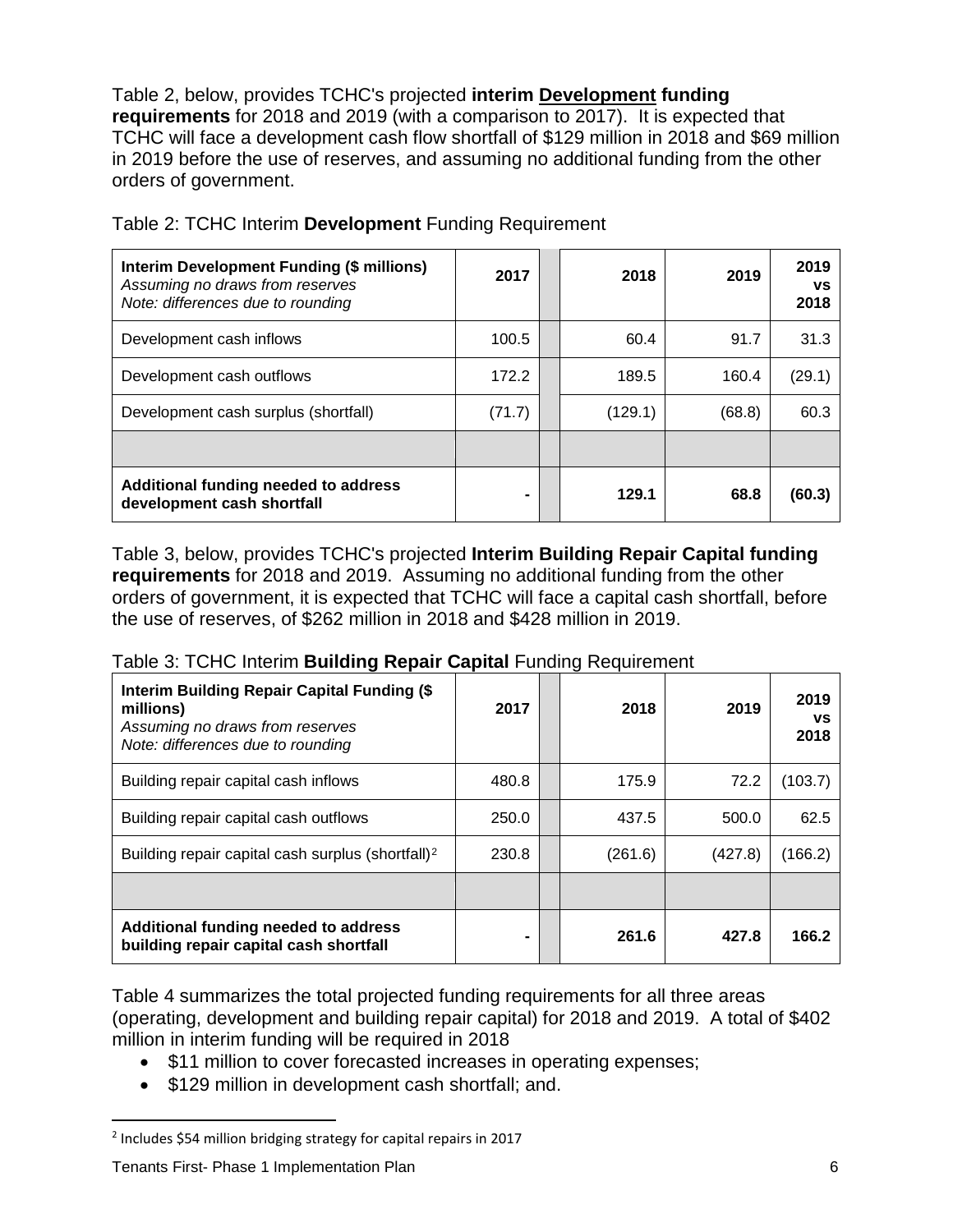Table 2, below, provides TCHC's projected **interim Development funding requirements** for 2018 and 2019 (with a comparison to 2017). It is expected that TCHC will face a development cash flow shortfall of $129 million in 2018 and $69 million in 2019 before the use of reserves, and assuming no additional funding from the other orders of government.

Table 2: TCHC Interim **Development** Funding Requirement

| **Interim Development Funding ($ millions)** *Assuming no draws from reserves* *Note: differences due to rounding* | **2017** | | **2018** | **2019** | **2019 vs 2018** |
|---|---|---|---|---|---|
| Development cash inflows | 100.5 | | 60.4 | 91.7 | 31.3 |
| Development cash outflows | 172.2 | | 189.5 | 160.4 | (29.1) |
| Development cash surplus (shortfall) | (71.7) | | (129.1) | (68.8) | 60.3 |
| | | | | | |
| **Additional funding needed to address development cash shortfall** | **-** | | **129.1** | **68.8** | **(60.3)** |

Table 3, below, provides TCHC's projected **Interim Building Repair Capital funding requirements** for 2018 and 2019. Assuming no additional funding from the other orders of government, it is expected that TCHC will face a capital cash shortfall, before the use of reserves, of $262 million in 2018 and $428 million in 2019.

Table 3: TCHC Interim **Building Repair Capital** Funding Requirement

| **Interim Building Repair Capital Funding ($ millions)** *Assuming no draws from reserves* *Note: differences due to rounding* | **2017** | | **2018** | **2019** | **2019 vs 2018** |
|---|---|---|---|---|---|
| Building repair capital cash inflows | 480.8 | | 175.9 | 72.2 | (103.7) |
| Building repair capital cash outflows | 250.0 | | 437.5 | 500.0 | 62.5 |
| Building repair capital cash surplus (shortfall)[2] | 230.8 | | (261.6) | (427.8) | (166.2) |
| | | | | | |
| **Additional funding needed to address building repair capital cash shortfall** | **-** | | **261.6** | **427.8** | **166.2** |

Table 4 summarizes the total projected funding requirements for all three areas (operating, development and building repair capital) for 2018 and 2019. A total of $402 million in interim funding will be required in 2018

- $11 million to cover forecasted increases in operating expenses;
- $129 million in development cash shortfall; and.

[2] Includes $54 million bridging strategy for capital repairs in 2017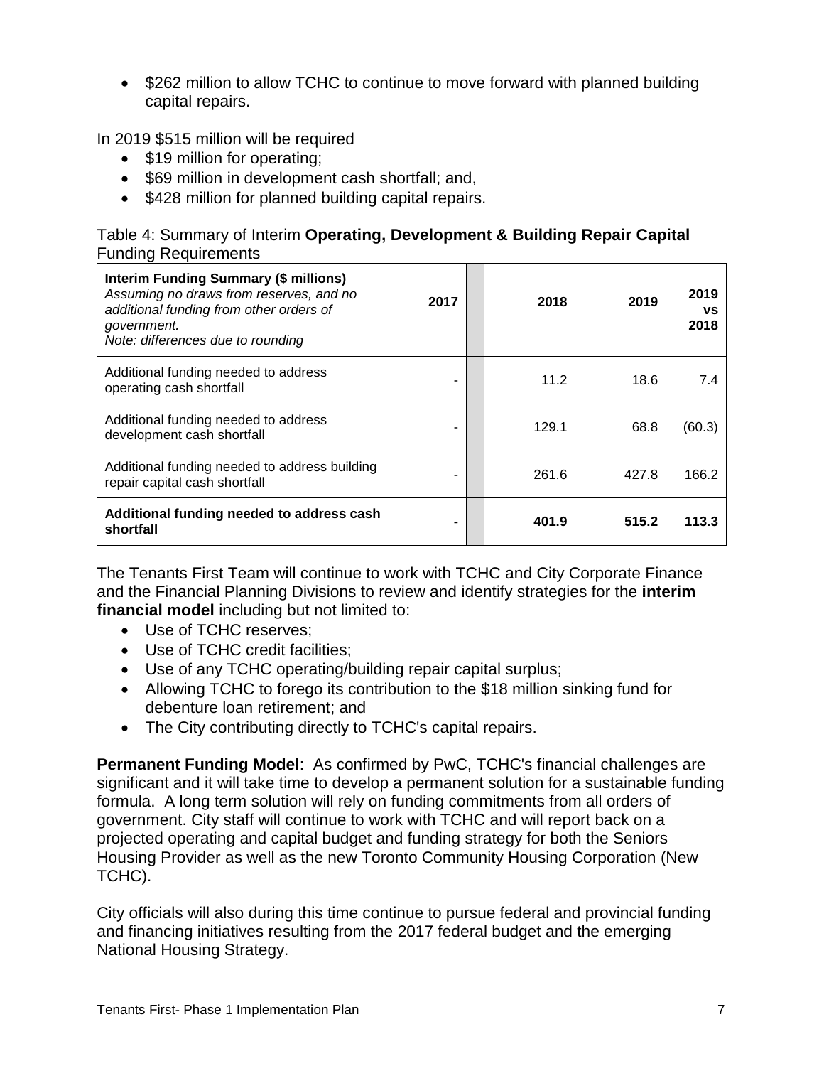- $262 million to allow TCHC to continue to move forward with planned building capital repairs.

In 2019 $515 million will be required

- $19 million for operating;
- $69 million in development cash shortfall; and,
- $428 million for planned building capital repairs.

Table 4: Summary of Interim **Operating, Development & Building Repair Capital** Funding Requirements

| **Interim Funding Summary ($ millions)** *Assuming no draws from reserves, and no additional funding from other orders of government. Note: differences due to rounding* | **2017** | | **2018** | **2019** | **2019 vs 2018** |
|---|---|---|---|---|---|
| Additional funding needed to address operating cash shortfall | - | | 11.2 | 18.6 | 7.4 |
| Additional funding needed to address development cash shortfall | - | | 129.1 | 68.8 | (60.3) |
| Additional funding needed to address building repair capital cash shortfall | - | | 261.6 | 427.8 | 166.2 |
| **Additional funding needed to address cash shortfall** | **-** | | **401.9** | **515.2** | **113.3** |

The Tenants First Team will continue to work with TCHC and City Corporate Finance and the Financial Planning Divisions to review and identify strategies for the **interim financial model** including but not limited to:

- Use of TCHC reserves;
- Use of TCHC credit facilities;
- Use of any TCHC operating/building repair capital surplus;
- Allowing TCHC to forego its contribution to the $18 million sinking fund for debenture loan retirement; and
- The City contributing directly to TCHC's capital repairs.

**Permanent Funding Model**: As confirmed by PwC, TCHC's financial challenges are significant and it will take time to develop a permanent solution for a sustainable funding formula. A long term solution will rely on funding commitments from all orders of government. City staff will continue to work with TCHC and will report back on a projected operating and capital budget and funding strategy for both the Seniors Housing Provider as well as the new Toronto Community Housing Corporation (New TCHC).

City officials will also during this time continue to pursue federal and provincial funding and financing initiatives resulting from the 2017 federal budget and the emerging National Housing Strategy.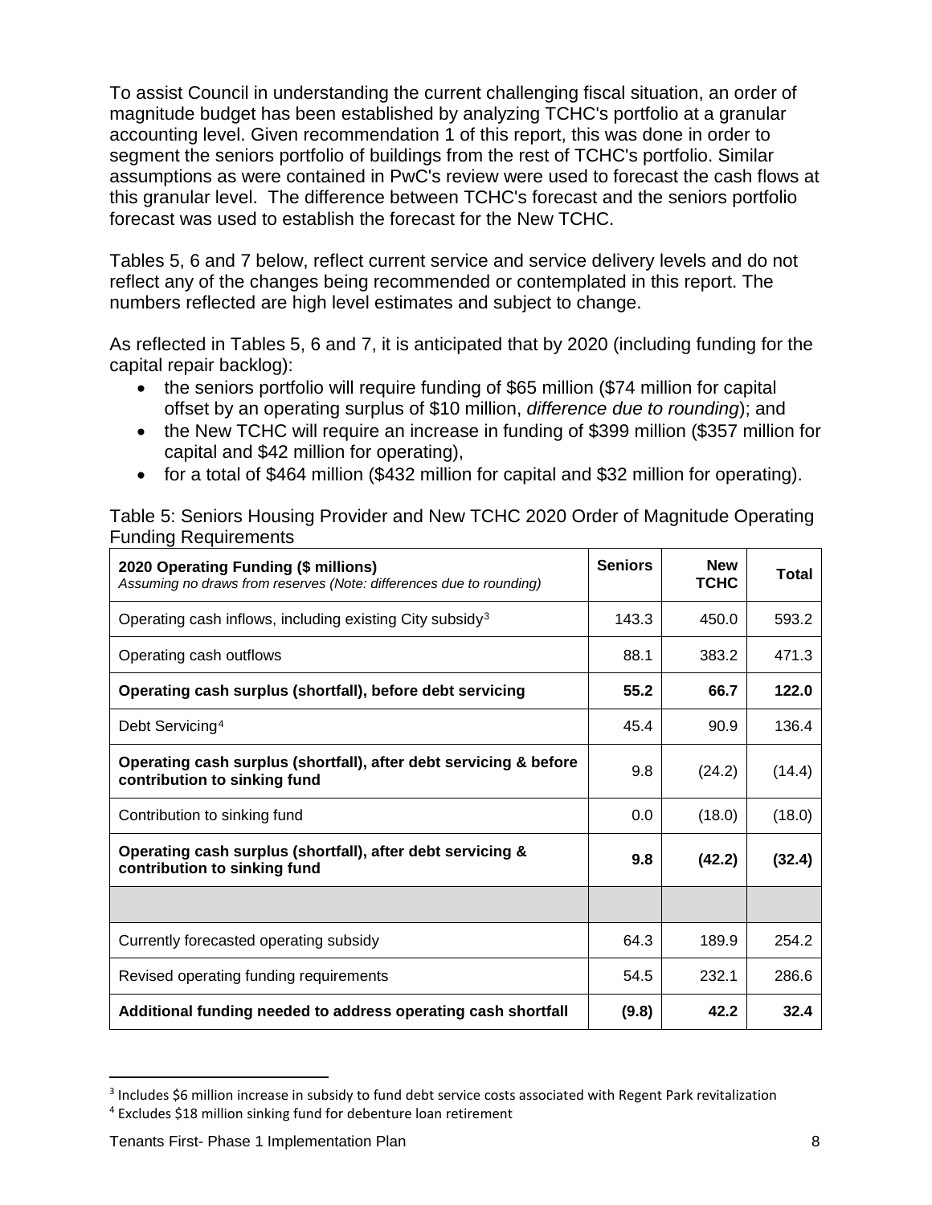To assist Council in understanding the current challenging fiscal situation, an order of magnitude budget has been established by analyzing TCHC's portfolio at a granular accounting level. Given recommendation 1 of this report, this was done in order to segment the seniors portfolio of buildings from the rest of TCHC's portfolio. Similar assumptions as were contained in PwC's review were used to forecast the cash flows at this granular level. The difference between TCHC's forecast and the seniors portfolio forecast was used to establish the forecast for the New TCHC.

Tables 5, 6 and 7 below, reflect current service and service delivery levels and do not reflect any of the changes being recommended or contemplated in this report. The numbers reflected are high level estimates and subject to change.

As reflected in Tables 5, 6 and 7, it is anticipated that by 2020 (including funding for the capital repair backlog):

- the seniors portfolio will require funding of $65 million ($74 million for capital offset by an operating surplus of $10 million, *difference due to rounding*); and
- the New TCHC will require an increase in funding of $399 million ($357 million for capital and $42 million for operating),
- for a total of $464 million ($432 million for capital and $32 million for operating).

Table 5: Seniors Housing Provider and New TCHC 2020 Order of Magnitude Operating Funding Requirements

| **2020 Operating Funding ($ millions)** *Assuming no draws from reserves (Note: differences due to rounding)* | **Seniors** | **New TCHC** | **Total** |
|---|---|---|---|
| Operating cash inflows, including existing City subsidy[3] | 143.3 | 450.0 | 593.2 |
| Operating cash outflows | 88.1 | 383.2 | 471.3 |
| **Operating cash surplus (shortfall), before debt servicing** | **55.2** | **66.7** | **122.0** |
| Debt Servicing[4] | 45.4 | 90.9 | 136.4 |
| **Operating cash surplus (shortfall), after debt servicing & before contribution to sinking fund** | 9.8 | (24.2) | (14.4) |
| Contribution to sinking fund | 0.0 | (18.0) | (18.0) |
| **Operating cash surplus (shortfall), after debt servicing & contribution to sinking fund** | **9.8** | **(42.2)** | **(32.4)** |
| | | | |
| Currently forecasted operating subsidy | 64.3 | 189.9 | 254.2 |
| Revised operating funding requirements | 54.5 | 232.1 | 286.6 |
| **Additional funding needed to address operating cash shortfall** | **(9.8)** | **42.2** | **32.4** |

[3] Includes $6 million increase in subsidy to fund debt service costs associated with Regent Park revitalization

[4] Excludes $18 million sinking fund for debenture loan retirement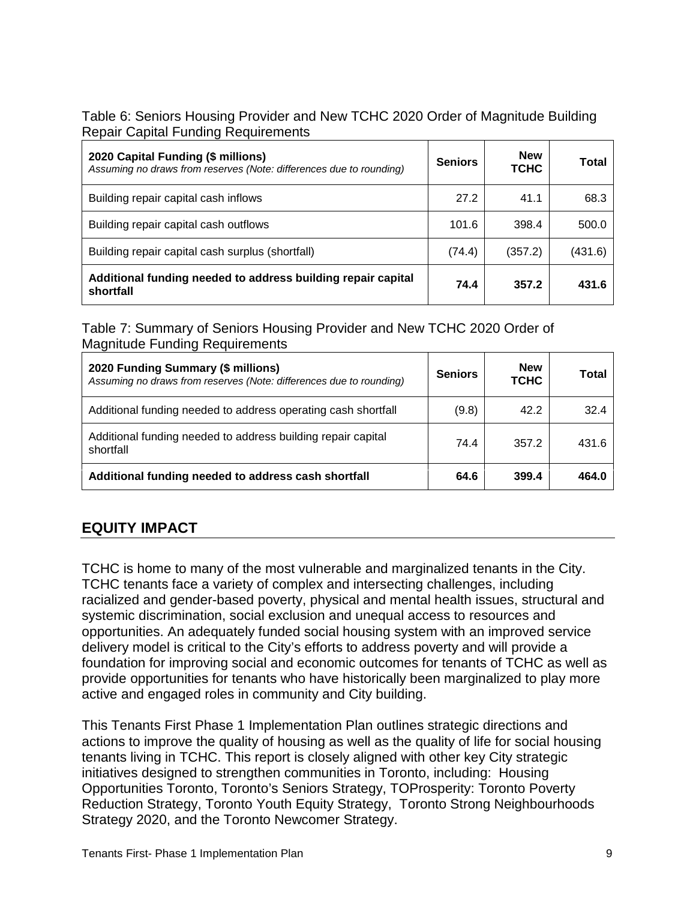Table 6: Seniors Housing Provider and New TCHC 2020 Order of Magnitude Building Repair Capital Funding Requirements

| **2020 Capital Funding ($ millions)** *Assuming no draws from reserves (Note: differences due to rounding)* | **Seniors** | **New TCHC** | **Total** |
|---|---|---|---|
| Building repair capital cash inflows | 27.2 | 41.1 | 68.3 |
| Building repair capital cash outflows | 101.6 | 398.4 | 500.0 |
| Building repair capital cash surplus (shortfall) | (74.4) | (357.2) | (431.6) |
| **Additional funding needed to address building repair capital shortfall** | **74.4** | **357.2** | **431.6** |

Table 7: Summary of Seniors Housing Provider and New TCHC 2020 Order of Magnitude Funding Requirements

| **2020 Funding Summary ($ millions)** *Assuming no draws from reserves (Note: differences due to rounding)* | **Seniors** | **New TCHC** | **Total** |
|---|---|---|---|
| Additional funding needed to address operating cash shortfall | (9.8) | 42.2 | 32.4 |
| Additional funding needed to address building repair capital shortfall | 74.4 | 357.2 | 431.6 |
| **Additional funding needed to address cash shortfall** | **64.6** | **399.4** | **464.0** |

## EQUITY IMPACT

TCHC is home to many of the most vulnerable and marginalized tenants in the City. TCHC tenants face a variety of complex and intersecting challenges, including racialized and gender-based poverty, physical and mental health issues, structural and systemic discrimination, social exclusion and unequal access to resources and opportunities. An adequately funded social housing system with an improved service delivery model is critical to the City's efforts to address poverty and will provide a foundation for improving social and economic outcomes for tenants of TCHC as well as provide opportunities for tenants who have historically been marginalized to play more active and engaged roles in community and City building.

This Tenants First Phase 1 Implementation Plan outlines strategic directions and actions to improve the quality of housing as well as the quality of life for social housing tenants living in TCHC. This report is closely aligned with other key City strategic initiatives designed to strengthen communities in Toronto, including: Housing Opportunities Toronto, Toronto's Seniors Strategy, TOProsperity: Toronto Poverty Reduction Strategy, Toronto Youth Equity Strategy, Toronto Strong Neighbourhoods Strategy 2020, and the Toronto Newcomer Strategy.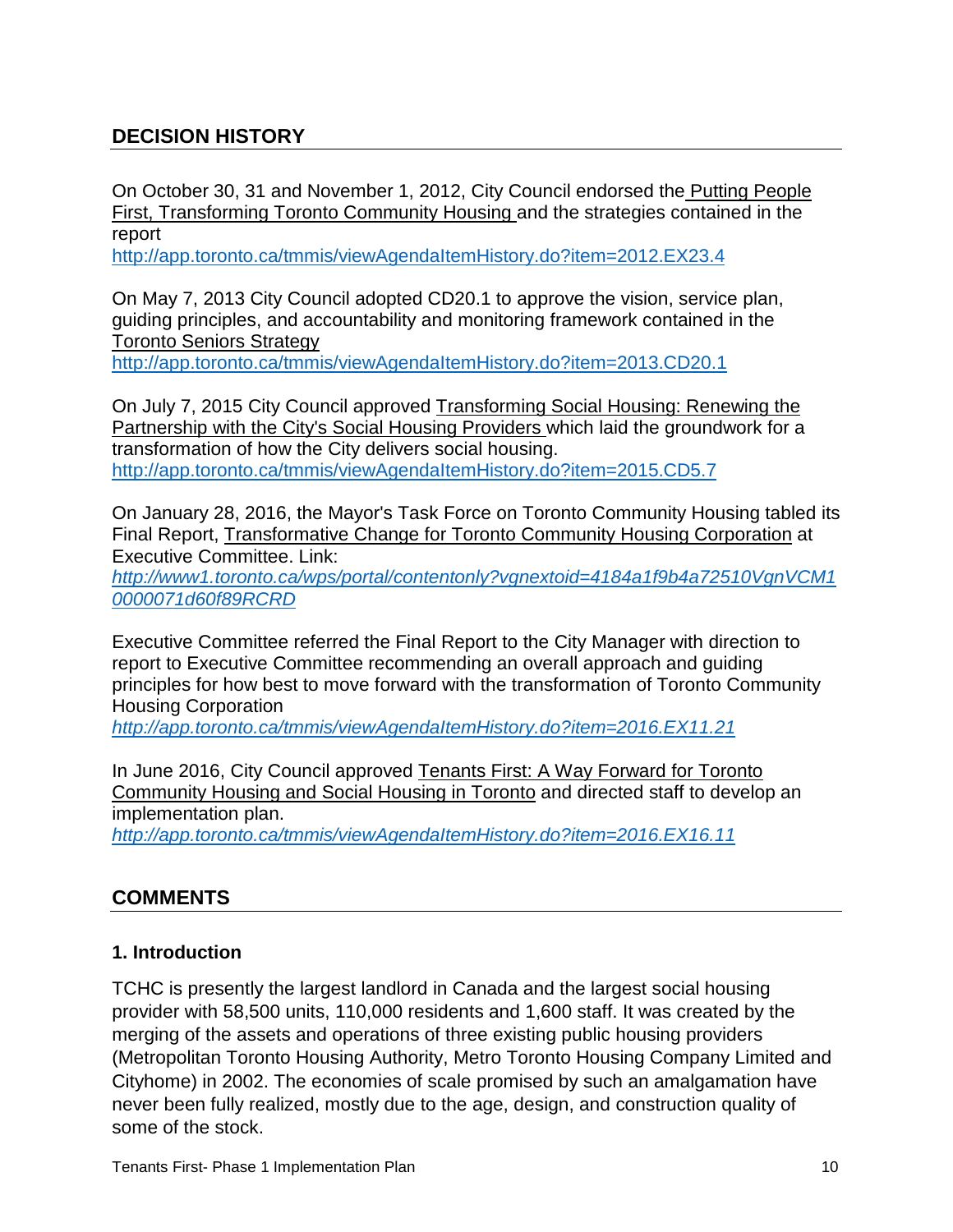## DECISION HISTORY

On October 30, 31 and November 1, 2012, City Council endorsed the Putting People First, Transforming Toronto Community Housing and the strategies contained in the report
http://app.toronto.ca/tmmis/viewAgendaItemHistory.do?item=2012.EX23.4

On May 7, 2013 City Council adopted CD20.1 to approve the vision, service plan, guiding principles, and accountability and monitoring framework contained in the Toronto Seniors Strategy
http://app.toronto.ca/tmmis/viewAgendaItemHistory.do?item=2013.CD20.1

On July 7, 2015 City Council approved Transforming Social Housing: Renewing the Partnership with the City's Social Housing Providers which laid the groundwork for a transformation of how the City delivers social housing.
http://app.toronto.ca/tmmis/viewAgendaItemHistory.do?item=2015.CD5.7

On January 28, 2016, the Mayor's Task Force on Toronto Community Housing tabled its Final Report, Transformative Change for Toronto Community Housing Corporation at Executive Committee. Link:
*http://www1.toronto.ca/wps/portal/contentonly?vgnextoid=4184a1f9b4a72510VgnVCM10000071d60f89RCRD*

Executive Committee referred the Final Report to the City Manager with direction to report to Executive Committee recommending an overall approach and guiding principles for how best to move forward with the transformation of Toronto Community Housing Corporation
*http://app.toronto.ca/tmmis/viewAgendaItemHistory.do?item=2016.EX11.21*

In June 2016, City Council approved Tenants First: A Way Forward for Toronto Community Housing and Social Housing in Toronto and directed staff to develop an implementation plan.
*http://app.toronto.ca/tmmis/viewAgendaItemHistory.do?item=2016.EX16.11*

## COMMENTS

### 1. Introduction

TCHC is presently the largest landlord in Canada and the largest social housing provider with 58,500 units, 110,000 residents and 1,600 staff. It was created by the merging of the assets and operations of three existing public housing providers (Metropolitan Toronto Housing Authority, Metro Toronto Housing Company Limited and Cityhome) in 2002. The economies of scale promised by such an amalgamation have never been fully realized, mostly due to the age, design, and construction quality of some of the stock.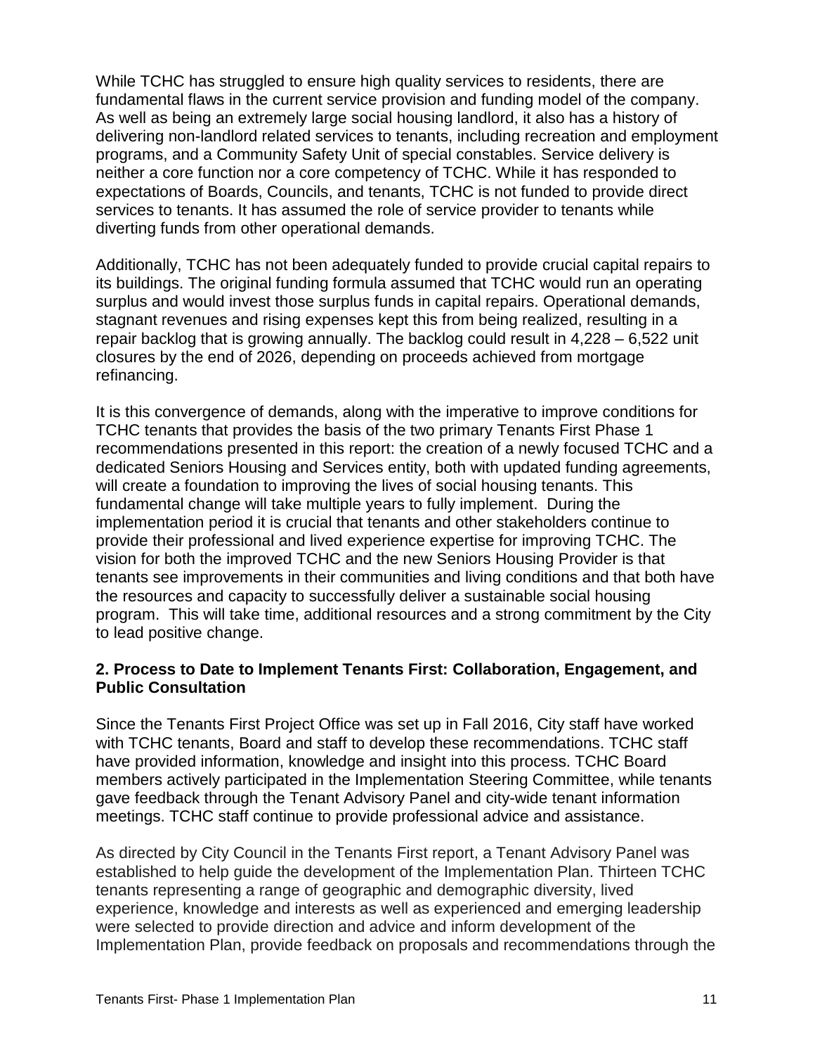While TCHC has struggled to ensure high quality services to residents, there are fundamental flaws in the current service provision and funding model of the company. As well as being an extremely large social housing landlord, it also has a history of delivering non-landlord related services to tenants, including recreation and employment programs, and a Community Safety Unit of special constables. Service delivery is neither a core function nor a core competency of TCHC. While it has responded to expectations of Boards, Councils, and tenants, TCHC is not funded to provide direct services to tenants. It has assumed the role of service provider to tenants while diverting funds from other operational demands.

Additionally, TCHC has not been adequately funded to provide crucial capital repairs to its buildings. The original funding formula assumed that TCHC would run an operating surplus and would invest those surplus funds in capital repairs. Operational demands, stagnant revenues and rising expenses kept this from being realized, resulting in a repair backlog that is growing annually. The backlog could result in 4,228 – 6,522 unit closures by the end of 2026, depending on proceeds achieved from mortgage refinancing.

It is this convergence of demands, along with the imperative to improve conditions for TCHC tenants that provides the basis of the two primary Tenants First Phase 1 recommendations presented in this report: the creation of a newly focused TCHC and a dedicated Seniors Housing and Services entity, both with updated funding agreements, will create a foundation to improving the lives of social housing tenants. This fundamental change will take multiple years to fully implement. During the implementation period it is crucial that tenants and other stakeholders continue to provide their professional and lived experience expertise for improving TCHC. The vision for both the improved TCHC and the new Seniors Housing Provider is that tenants see improvements in their communities and living conditions and that both have the resources and capacity to successfully deliver a sustainable social housing program. This will take time, additional resources and a strong commitment by the City to lead positive change.

## 2. Process to Date to Implement Tenants First: Collaboration, Engagement, and Public Consultation

Since the Tenants First Project Office was set up in Fall 2016, City staff have worked with TCHC tenants, Board and staff to develop these recommendations. TCHC staff have provided information, knowledge and insight into this process. TCHC Board members actively participated in the Implementation Steering Committee, while tenants gave feedback through the Tenant Advisory Panel and city-wide tenant information meetings. TCHC staff continue to provide professional advice and assistance.

As directed by City Council in the Tenants First report, a Tenant Advisory Panel was established to help guide the development of the Implementation Plan. Thirteen TCHC tenants representing a range of geographic and demographic diversity, lived experience, knowledge and interests as well as experienced and emerging leadership were selected to provide direction and advice and inform development of the Implementation Plan, provide feedback on proposals and recommendations through the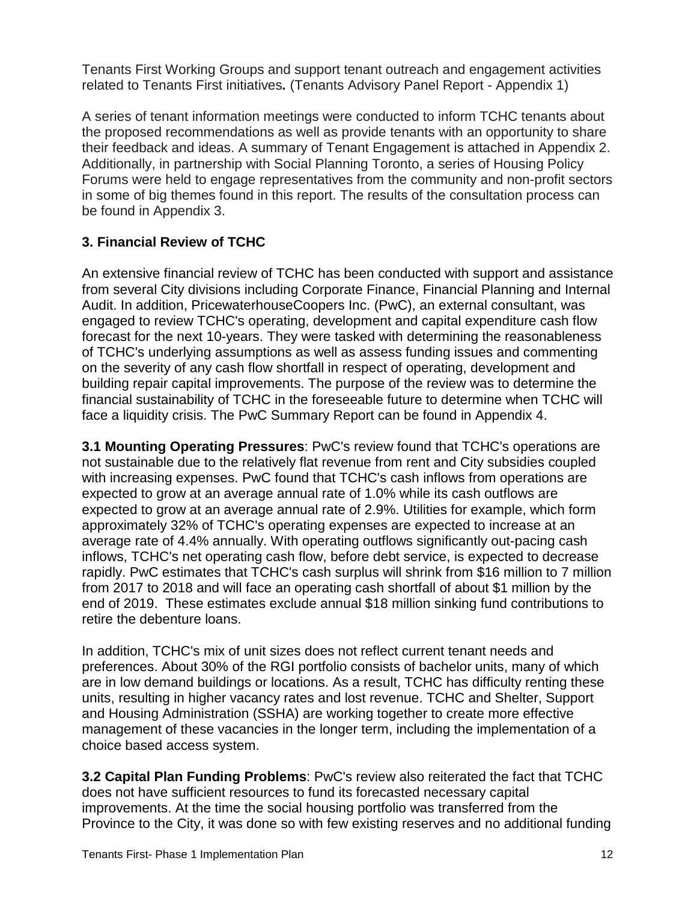Tenants First Working Groups and support tenant outreach and engagement activities related to Tenants First initiatives**.** (Tenants Advisory Panel Report - Appendix 1)

A series of tenant information meetings were conducted to inform TCHC tenants about the proposed recommendations as well as provide tenants with an opportunity to share their feedback and ideas. A summary of Tenant Engagement is attached in Appendix 2. Additionally, in partnership with Social Planning Toronto, a series of Housing Policy Forums were held to engage representatives from the community and non-profit sectors in some of big themes found in this report. The results of the consultation process can be found in Appendix 3.

## 3. Financial Review of TCHC

An extensive financial review of TCHC has been conducted with support and assistance from several City divisions including Corporate Finance, Financial Planning and Internal Audit. In addition, PricewaterhouseCoopers Inc. (PwC), an external consultant, was engaged to review TCHC's operating, development and capital expenditure cash flow forecast for the next 10-years. They were tasked with determining the reasonableness of TCHC's underlying assumptions as well as assess funding issues and commenting on the severity of any cash flow shortfall in respect of operating, development and building repair capital improvements. The purpose of the review was to determine the financial sustainability of TCHC in the foreseeable future to determine when TCHC will face a liquidity crisis. The PwC Summary Report can be found in Appendix 4.

**3.1 Mounting Operating Pressures**: PwC's review found that TCHC's operations are not sustainable due to the relatively flat revenue from rent and City subsidies coupled with increasing expenses. PwC found that TCHC's cash inflows from operations are expected to grow at an average annual rate of 1.0% while its cash outflows are expected to grow at an average annual rate of 2.9%. Utilities for example, which form approximately 32% of TCHC's operating expenses are expected to increase at an average rate of 4.4% annually. With operating outflows significantly out-pacing cash inflows, TCHC's net operating cash flow, before debt service, is expected to decrease rapidly. PwC estimates that TCHC's cash surplus will shrink from $16 million to 7 million from 2017 to 2018 and will face an operating cash shortfall of about $1 million by the end of 2019. These estimates exclude annual $18 million sinking fund contributions to retire the debenture loans.

In addition, TCHC's mix of unit sizes does not reflect current tenant needs and preferences. About 30% of the RGI portfolio consists of bachelor units, many of which are in low demand buildings or locations. As a result, TCHC has difficulty renting these units, resulting in higher vacancy rates and lost revenue. TCHC and Shelter, Support and Housing Administration (SSHA) are working together to create more effective management of these vacancies in the longer term, including the implementation of a choice based access system.

**3.2 Capital Plan Funding Problems**: PwC's review also reiterated the fact that TCHC does not have sufficient resources to fund its forecasted necessary capital improvements. At the time the social housing portfolio was transferred from the Province to the City, it was done so with few existing reserves and no additional funding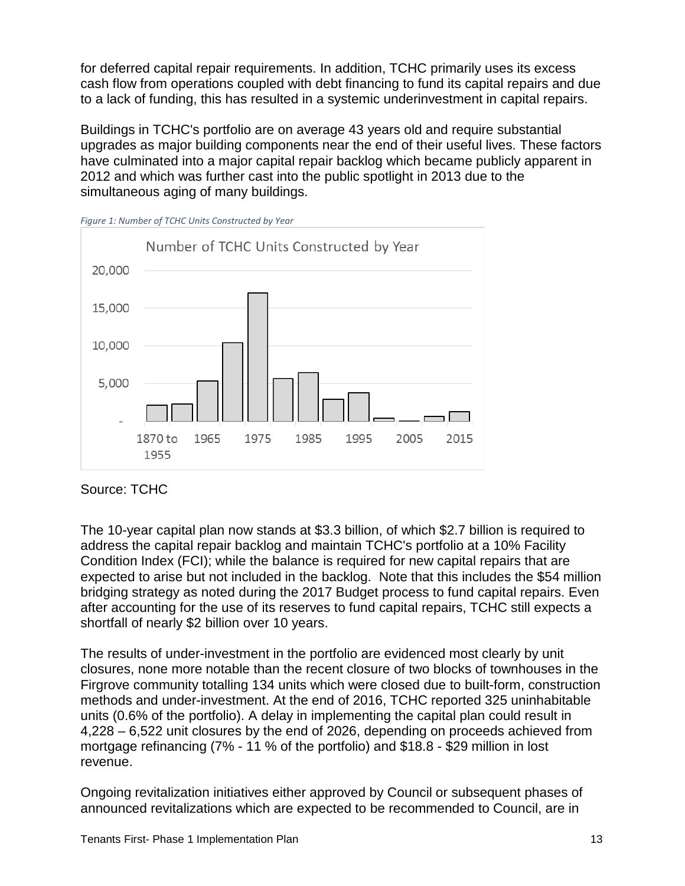for deferred capital repair requirements. In addition, TCHC primarily uses its excess cash flow from operations coupled with debt financing to fund its capital repairs and due to a lack of funding, this has resulted in a systemic underinvestment in capital repairs.

Buildings in TCHC's portfolio are on average 43 years old and require substantial upgrades as major building components near the end of their useful lives. These factors have culminated into a major capital repair backlog which became publicly apparent in 2012 and which was further cast into the public spotlight in 2013 due to the simultaneous aging of many buildings.

*Figure 1: Number of TCHC Units Constructed by Year*

Source: TCHC

The 10-year capital plan now stands at $3.3 billion, of which $2.7 billion is required to address the capital repair backlog and maintain TCHC's portfolio at a 10% Facility Condition Index (FCI); while the balance is required for new capital repairs that are expected to arise but not included in the backlog. Note that this includes the $54 million bridging strategy as noted during the 2017 Budget process to fund capital repairs. Even after accounting for the use of its reserves to fund capital repairs, TCHC still expects a shortfall of nearly $2 billion over 10 years.

The results of under-investment in the portfolio are evidenced most clearly by unit closures, none more notable than the recent closure of two blocks of townhouses in the Firgrove community totalling 134 units which were closed due to built-form, construction methods and under-investment. At the end of 2016, TCHC reported 325 uninhabitable units (0.6% of the portfolio). A delay in implementing the capital plan could result in 4,228 – 6,522 unit closures by the end of 2026, depending on proceeds achieved from mortgage refinancing (7% - 11 % of the portfolio) and $18.8 - $29 million in lost revenue.

Ongoing revitalization initiatives either approved by Council or subsequent phases of announced revitalizations which are expected to be recommended to Council, are in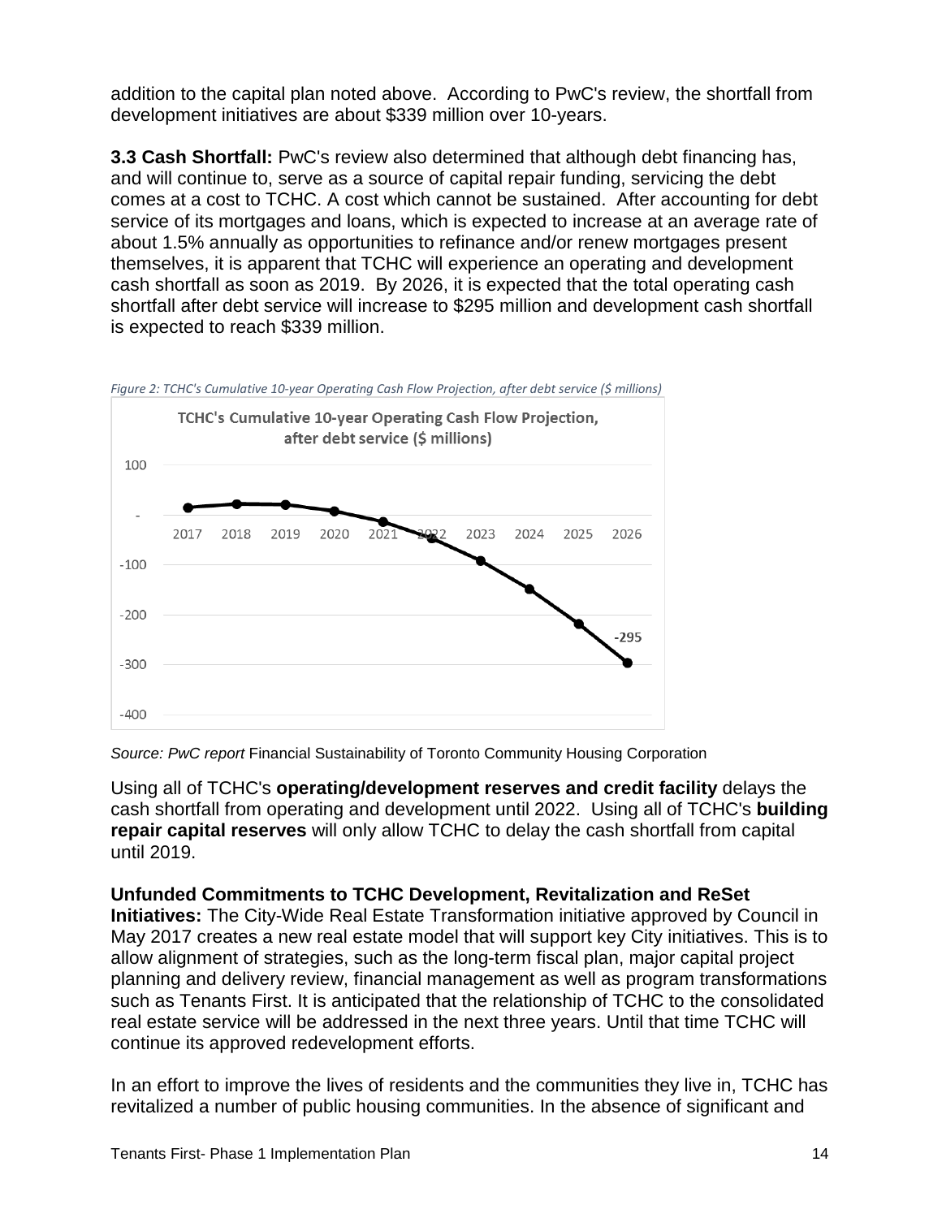addition to the capital plan noted above. According to PwC's review, the shortfall from development initiatives are about $339 million over 10-years.

**3.3 Cash Shortfall:** PwC's review also determined that although debt financing has, and will continue to, serve as a source of capital repair funding, servicing the debt comes at a cost to TCHC. A cost which cannot be sustained. After accounting for debt service of its mortgages and loans, which is expected to increase at an average rate of about 1.5% annually as opportunities to refinance and/or renew mortgages present themselves, it is apparent that TCHC will experience an operating and development cash shortfall as soon as 2019. By 2026, it is expected that the total operating cash shortfall after debt service will increase to $295 million and development cash shortfall is expected to reach $339 million.

*Figure 2: TCHC's Cumulative 10-year Operating Cash Flow Projection, after debt service ($ millions)*

*Source: PwC report* Financial Sustainability of Toronto Community Housing Corporation

Using all of TCHC's **operating/development reserves and credit facility** delays the cash shortfall from operating and development until 2022. Using all of TCHC's **building repair capital reserves** will only allow TCHC to delay the cash shortfall from capital until 2019.

**Unfunded Commitments to TCHC Development, Revitalization and ReSet Initiatives:** The City-Wide Real Estate Transformation initiative approved by Council in May 2017 creates a new real estate model that will support key City initiatives. This is to allow alignment of strategies, such as the long-term fiscal plan, major capital project planning and delivery review, financial management as well as program transformations such as Tenants First. It is anticipated that the relationship of TCHC to the consolidated real estate service will be addressed in the next three years. Until that time TCHC will continue its approved redevelopment efforts.

In an effort to improve the lives of residents and the communities they live in, TCHC has revitalized a number of public housing communities. In the absence of significant and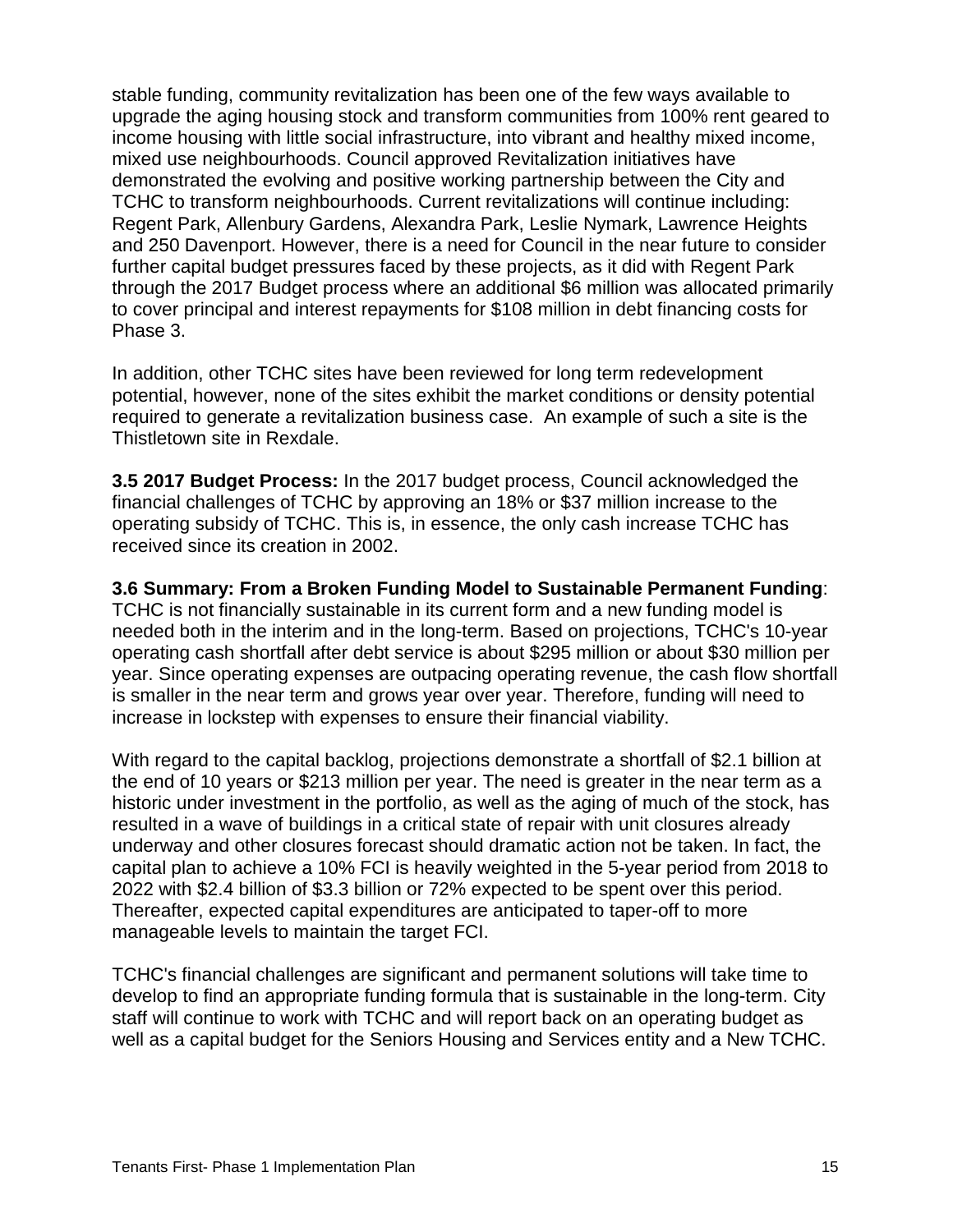stable funding, community revitalization has been one of the few ways available to upgrade the aging housing stock and transform communities from 100% rent geared to income housing with little social infrastructure, into vibrant and healthy mixed income, mixed use neighbourhoods. Council approved Revitalization initiatives have demonstrated the evolving and positive working partnership between the City and TCHC to transform neighbourhoods. Current revitalizations will continue including: Regent Park, Allenbury Gardens, Alexandra Park, Leslie Nymark, Lawrence Heights and 250 Davenport. However, there is a need for Council in the near future to consider further capital budget pressures faced by these projects, as it did with Regent Park through the 2017 Budget process where an additional $6 million was allocated primarily to cover principal and interest repayments for $108 million in debt financing costs for Phase 3.

In addition, other TCHC sites have been reviewed for long term redevelopment potential, however, none of the sites exhibit the market conditions or density potential required to generate a revitalization business case. An example of such a site is the Thistletown site in Rexdale.

**3.5 2017 Budget Process:** In the 2017 budget process, Council acknowledged the financial challenges of TCHC by approving an 18% or $37 million increase to the operating subsidy of TCHC. This is, in essence, the only cash increase TCHC has received since its creation in 2002.

**3.6 Summary: From a Broken Funding Model to Sustainable Permanent Funding**: TCHC is not financially sustainable in its current form and a new funding model is needed both in the interim and in the long-term. Based on projections, TCHC's 10-year operating cash shortfall after debt service is about $295 million or about $30 million per year. Since operating expenses are outpacing operating revenue, the cash flow shortfall is smaller in the near term and grows year over year. Therefore, funding will need to increase in lockstep with expenses to ensure their financial viability.

With regard to the capital backlog, projections demonstrate a shortfall of $2.1 billion at the end of 10 years or $213 million per year. The need is greater in the near term as a historic under investment in the portfolio, as well as the aging of much of the stock, has resulted in a wave of buildings in a critical state of repair with unit closures already underway and other closures forecast should dramatic action not be taken. In fact, the capital plan to achieve a 10% FCI is heavily weighted in the 5-year period from 2018 to 2022 with $2.4 billion of $3.3 billion or 72% expected to be spent over this period. Thereafter, expected capital expenditures are anticipated to taper-off to more manageable levels to maintain the target FCI.

TCHC's financial challenges are significant and permanent solutions will take time to develop to find an appropriate funding formula that is sustainable in the long-term. City staff will continue to work with TCHC and will report back on an operating budget as well as a capital budget for the Seniors Housing and Services entity and a New TCHC.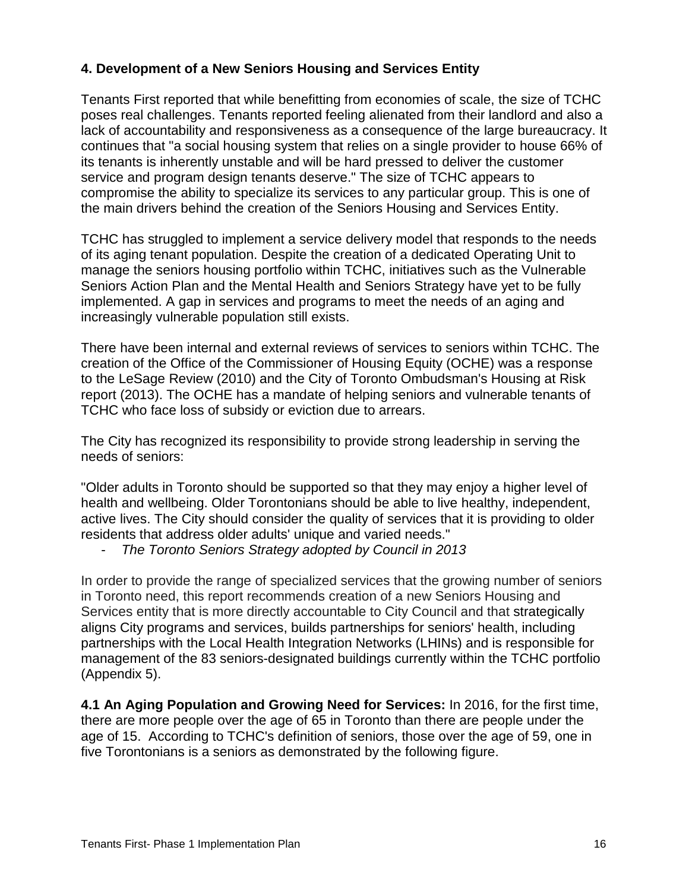## 4. Development of a New Seniors Housing and Services Entity

Tenants First reported that while benefitting from economies of scale, the size of TCHC poses real challenges. Tenants reported feeling alienated from their landlord and also a lack of accountability and responsiveness as a consequence of the large bureaucracy. It continues that "a social housing system that relies on a single provider to house 66% of its tenants is inherently unstable and will be hard pressed to deliver the customer service and program design tenants deserve." The size of TCHC appears to compromise the ability to specialize its services to any particular group. This is one of the main drivers behind the creation of the Seniors Housing and Services Entity.

TCHC has struggled to implement a service delivery model that responds to the needs of its aging tenant population. Despite the creation of a dedicated Operating Unit to manage the seniors housing portfolio within TCHC, initiatives such as the Vulnerable Seniors Action Plan and the Mental Health and Seniors Strategy have yet to be fully implemented. A gap in services and programs to meet the needs of an aging and increasingly vulnerable population still exists.

There have been internal and external reviews of services to seniors within TCHC. The creation of the Office of the Commissioner of Housing Equity (OCHE) was a response to the LeSage Review (2010) and the City of Toronto Ombudsman's Housing at Risk report (2013). The OCHE has a mandate of helping seniors and vulnerable tenants of TCHC who face loss of subsidy or eviction due to arrears.

The City has recognized its responsibility to provide strong leadership in serving the needs of seniors:

"Older adults in Toronto should be supported so that they may enjoy a higher level of health and wellbeing. Older Torontonians should be able to live healthy, independent, active lives. The City should consider the quality of services that it is providing to older residents that address older adults' unique and varied needs."

- *The Toronto Seniors Strategy adopted by Council in 2013*

In order to provide the range of specialized services that the growing number of seniors in Toronto need, this report recommends creation of a new Seniors Housing and Services entity that is more directly accountable to City Council and that strategically aligns City programs and services, builds partnerships for seniors' health, including partnerships with the Local Health Integration Networks (LHINs) and is responsible for management of the 83 seniors-designated buildings currently within the TCHC portfolio (Appendix 5).

**4.1 An Aging Population and Growing Need for Services:** In 2016, for the first time, there are more people over the age of 65 in Toronto than there are people under the age of 15. According to TCHC's definition of seniors, those over the age of 59, one in five Torontonians is a seniors as demonstrated by the following figure.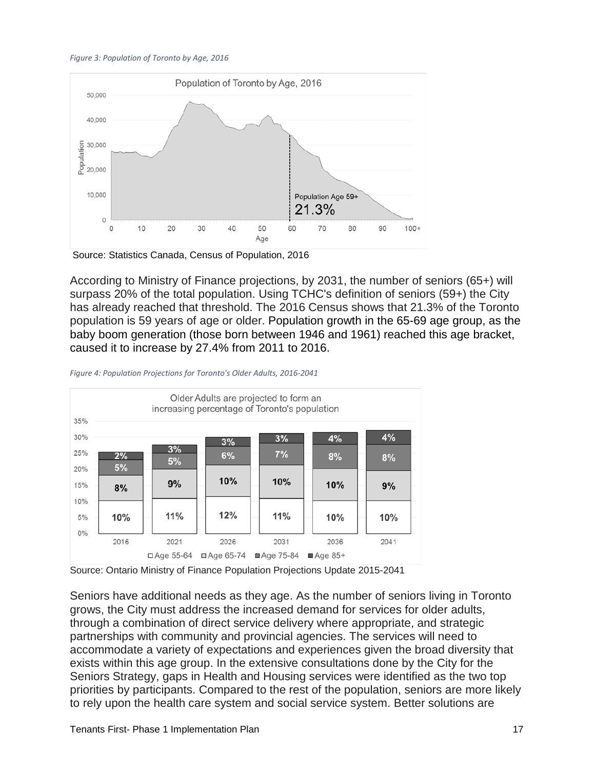*Figure 3: Population of Toronto by Age, 2016*

Source: Statistics Canada, Census of Population, 2016

According to Ministry of Finance projections, by 2031, the number of seniors (65+) will surpass 20% of the total population. Using TCHC's definition of seniors (59+) the City has already reached that threshold. The 2016 Census shows that 21.3% of the Toronto population is 59 years of age or older. Population growth in the 65-69 age group, as the baby boom generation (those born between 1946 and 1961) reached this age bracket, caused it to increase by 27.4% from 2011 to 2016.

*Figure 4: Population Projections for Toronto's Older Adults, 2016-2041*

Source: Ontario Ministry of Finance Population Projections Update 2015-2041

Seniors have additional needs as they age. As the number of seniors living in Toronto grows, the City must address the increased demand for services for older adults, through a combination of direct service delivery where appropriate, and strategic partnerships with community and provincial agencies. The services will need to accommodate a variety of expectations and experiences given the broad diversity that exists within this age group. In the extensive consultations done by the City for the Seniors Strategy, gaps in Health and Housing services were identified as the two top priorities by participants. Compared to the rest of the population, seniors are more likely to rely upon the health care system and social service system. Better solutions are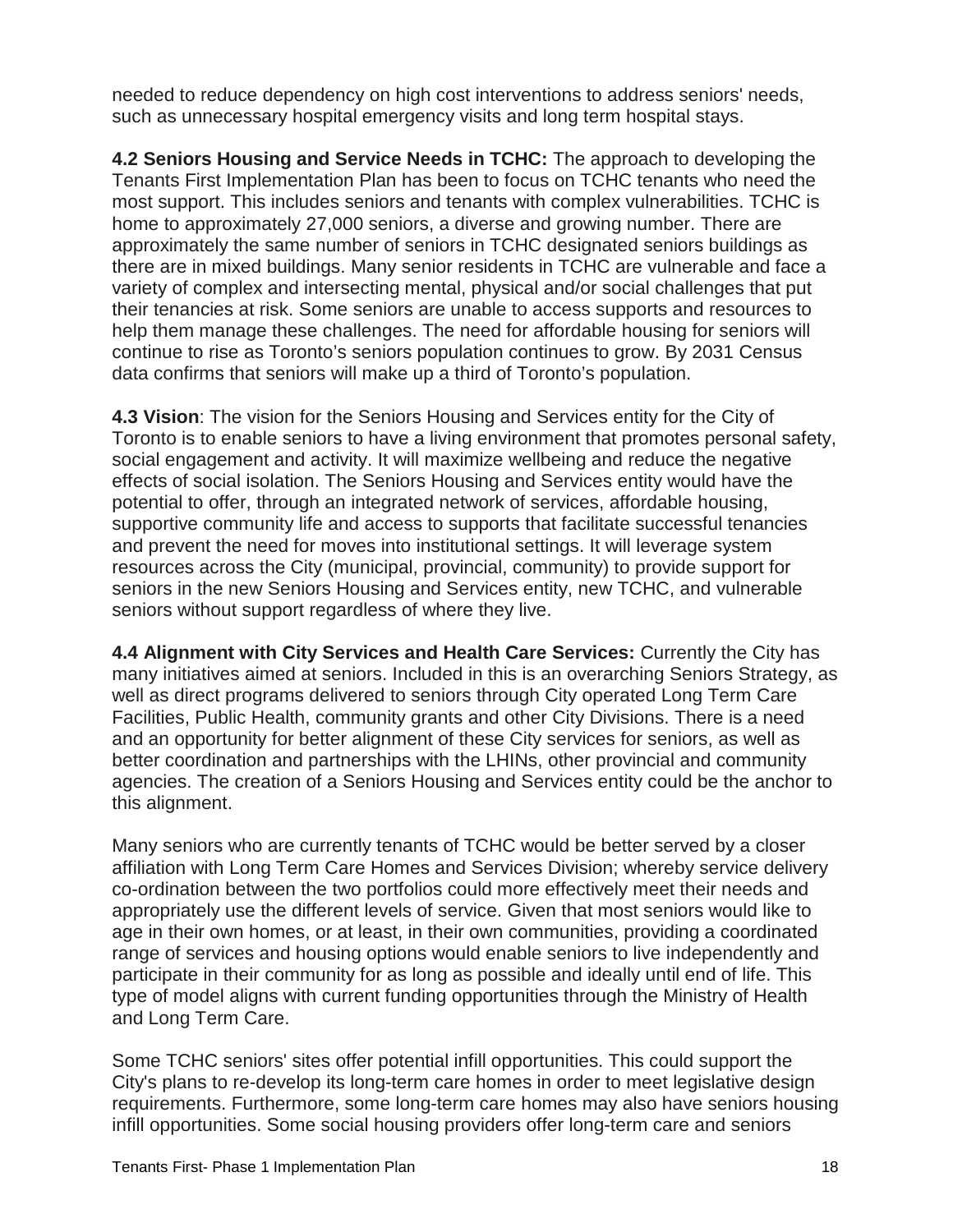needed to reduce dependency on high cost interventions to address seniors' needs, such as unnecessary hospital emergency visits and long term hospital stays.

**4.2 Seniors Housing and Service Needs in TCHC:** The approach to developing the Tenants First Implementation Plan has been to focus on TCHC tenants who need the most support. This includes seniors and tenants with complex vulnerabilities. TCHC is home to approximately 27,000 seniors, a diverse and growing number. There are approximately the same number of seniors in TCHC designated seniors buildings as there are in mixed buildings. Many senior residents in TCHC are vulnerable and face a variety of complex and intersecting mental, physical and/or social challenges that put their tenancies at risk. Some seniors are unable to access supports and resources to help them manage these challenges. The need for affordable housing for seniors will continue to rise as Toronto's seniors population continues to grow. By 2031 Census data confirms that seniors will make up a third of Toronto's population.

**4.3 Vision**: The vision for the Seniors Housing and Services entity for the City of Toronto is to enable seniors to have a living environment that promotes personal safety, social engagement and activity. It will maximize wellbeing and reduce the negative effects of social isolation. The Seniors Housing and Services entity would have the potential to offer, through an integrated network of services, affordable housing, supportive community life and access to supports that facilitate successful tenancies and prevent the need for moves into institutional settings. It will leverage system resources across the City (municipal, provincial, community) to provide support for seniors in the new Seniors Housing and Services entity, new TCHC, and vulnerable seniors without support regardless of where they live.

**4.4 Alignment with City Services and Health Care Services:** Currently the City has many initiatives aimed at seniors. Included in this is an overarching Seniors Strategy, as well as direct programs delivered to seniors through City operated Long Term Care Facilities, Public Health, community grants and other City Divisions. There is a need and an opportunity for better alignment of these City services for seniors, as well as better coordination and partnerships with the LHINs, other provincial and community agencies. The creation of a Seniors Housing and Services entity could be the anchor to this alignment.

Many seniors who are currently tenants of TCHC would be better served by a closer affiliation with Long Term Care Homes and Services Division; whereby service delivery co-ordination between the two portfolios could more effectively meet their needs and appropriately use the different levels of service. Given that most seniors would like to age in their own homes, or at least, in their own communities, providing a coordinated range of services and housing options would enable seniors to live independently and participate in their community for as long as possible and ideally until end of life. This type of model aligns with current funding opportunities through the Ministry of Health and Long Term Care.

Some TCHC seniors' sites offer potential infill opportunities. This could support the City's plans to re-develop its long-term care homes in order to meet legislative design requirements. Furthermore, some long-term care homes may also have seniors housing infill opportunities. Some social housing providers offer long-term care and seniors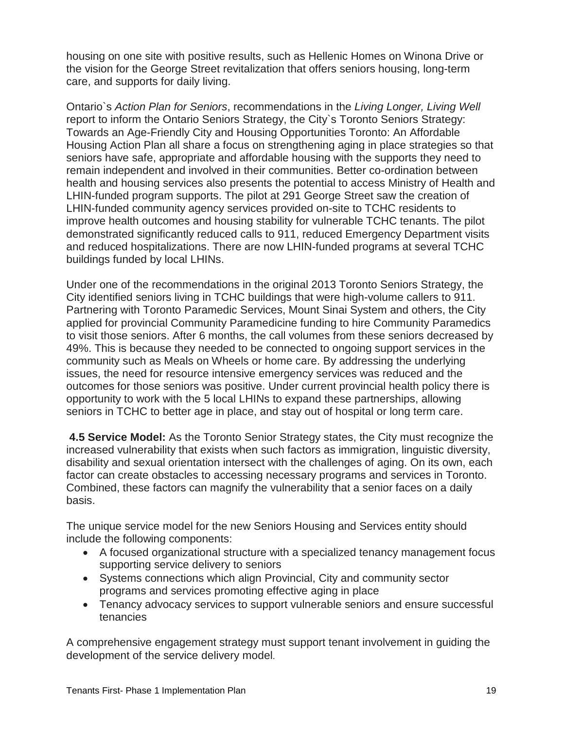housing on one site with positive results, such as Hellenic Homes on Winona Drive or the vision for the George Street revitalization that offers seniors housing, long-term care, and supports for daily living.

Ontario`s *Action Plan for Seniors*, recommendations in the *Living Longer, Living Well* report to inform the Ontario Seniors Strategy, the City`s Toronto Seniors Strategy: Towards an Age-Friendly City and Housing Opportunities Toronto: An Affordable Housing Action Plan all share a focus on strengthening aging in place strategies so that seniors have safe, appropriate and affordable housing with the supports they need to remain independent and involved in their communities. Better co-ordination between health and housing services also presents the potential to access Ministry of Health and LHIN-funded program supports. The pilot at 291 George Street saw the creation of LHIN-funded community agency services provided on-site to TCHC residents to improve health outcomes and housing stability for vulnerable TCHC tenants. The pilot demonstrated significantly reduced calls to 911, reduced Emergency Department visits and reduced hospitalizations. There are now LHIN-funded programs at several TCHC buildings funded by local LHINs.

Under one of the recommendations in the original 2013 Toronto Seniors Strategy, the City identified seniors living in TCHC buildings that were high-volume callers to 911. Partnering with Toronto Paramedic Services, Mount Sinai System and others, the City applied for provincial Community Paramedicine funding to hire Community Paramedics to visit those seniors. After 6 months, the call volumes from these seniors decreased by 49%. This is because they needed to be connected to ongoing support services in the community such as Meals on Wheels or home care. By addressing the underlying issues, the need for resource intensive emergency services was reduced and the outcomes for those seniors was positive. Under current provincial health policy there is opportunity to work with the 5 local LHINs to expand these partnerships, allowing seniors in TCHC to better age in place, and stay out of hospital or long term care.

**4.5 Service Model:** As the Toronto Senior Strategy states, the City must recognize the increased vulnerability that exists when such factors as immigration, linguistic diversity, disability and sexual orientation intersect with the challenges of aging. On its own, each factor can create obstacles to accessing necessary programs and services in Toronto. Combined, these factors can magnify the vulnerability that a senior faces on a daily basis.

The unique service model for the new Seniors Housing and Services entity should include the following components:

- A focused organizational structure with a specialized tenancy management focus supporting service delivery to seniors
- Systems connections which align Provincial, City and community sector programs and services promoting effective aging in place
- Tenancy advocacy services to support vulnerable seniors and ensure successful tenancies

A comprehensive engagement strategy must support tenant involvement in guiding the development of the service delivery model.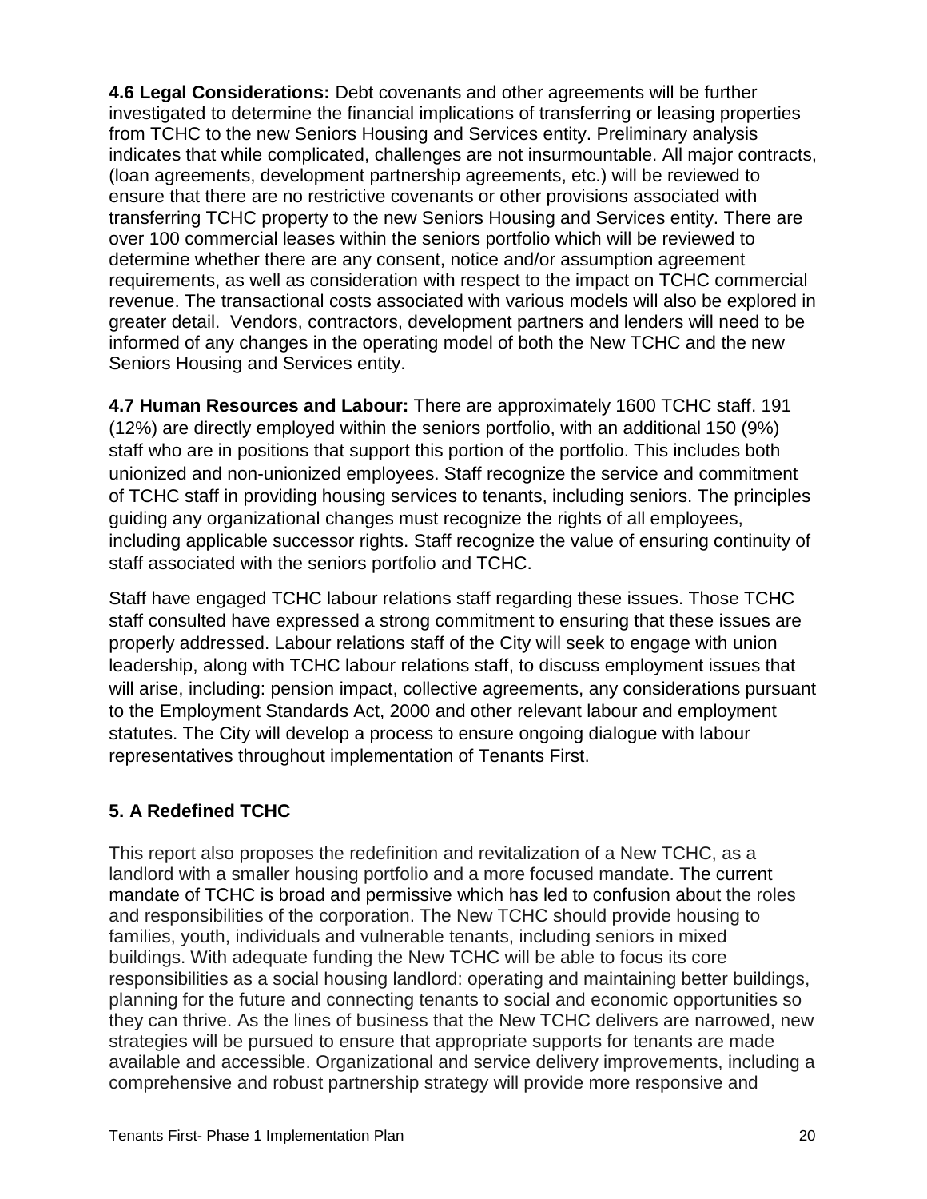**4.6 Legal Considerations:** Debt covenants and other agreements will be further investigated to determine the financial implications of transferring or leasing properties from TCHC to the new Seniors Housing and Services entity. Preliminary analysis indicates that while complicated, challenges are not insurmountable. All major contracts, (loan agreements, development partnership agreements, etc.) will be reviewed to ensure that there are no restrictive covenants or other provisions associated with transferring TCHC property to the new Seniors Housing and Services entity. There are over 100 commercial leases within the seniors portfolio which will be reviewed to determine whether there are any consent, notice and/or assumption agreement requirements, as well as consideration with respect to the impact on TCHC commercial revenue. The transactional costs associated with various models will also be explored in greater detail. Vendors, contractors, development partners and lenders will need to be informed of any changes in the operating model of both the New TCHC and the new Seniors Housing and Services entity.

**4.7 Human Resources and Labour:** There are approximately 1600 TCHC staff. 191 (12%) are directly employed within the seniors portfolio, with an additional 150 (9%) staff who are in positions that support this portion of the portfolio. This includes both unionized and non-unionized employees. Staff recognize the service and commitment of TCHC staff in providing housing services to tenants, including seniors. The principles guiding any organizational changes must recognize the rights of all employees, including applicable successor rights. Staff recognize the value of ensuring continuity of staff associated with the seniors portfolio and TCHC.

Staff have engaged TCHC labour relations staff regarding these issues. Those TCHC staff consulted have expressed a strong commitment to ensuring that these issues are properly addressed. Labour relations staff of the City will seek to engage with union leadership, along with TCHC labour relations staff, to discuss employment issues that will arise, including: pension impact, collective agreements, any considerations pursuant to the Employment Standards Act, 2000 and other relevant labour and employment statutes. The City will develop a process to ensure ongoing dialogue with labour representatives throughout implementation of Tenants First.

## 5. A Redefined TCHC

This report also proposes the redefinition and revitalization of a New TCHC, as a landlord with a smaller housing portfolio and a more focused mandate. The current mandate of TCHC is broad and permissive which has led to confusion about the roles and responsibilities of the corporation. The New TCHC should provide housing to families, youth, individuals and vulnerable tenants, including seniors in mixed buildings. With adequate funding the New TCHC will be able to focus its core responsibilities as a social housing landlord: operating and maintaining better buildings, planning for the future and connecting tenants to social and economic opportunities so they can thrive. As the lines of business that the New TCHC delivers are narrowed, new strategies will be pursued to ensure that appropriate supports for tenants are made available and accessible. Organizational and service delivery improvements, including a comprehensive and robust partnership strategy will provide more responsive and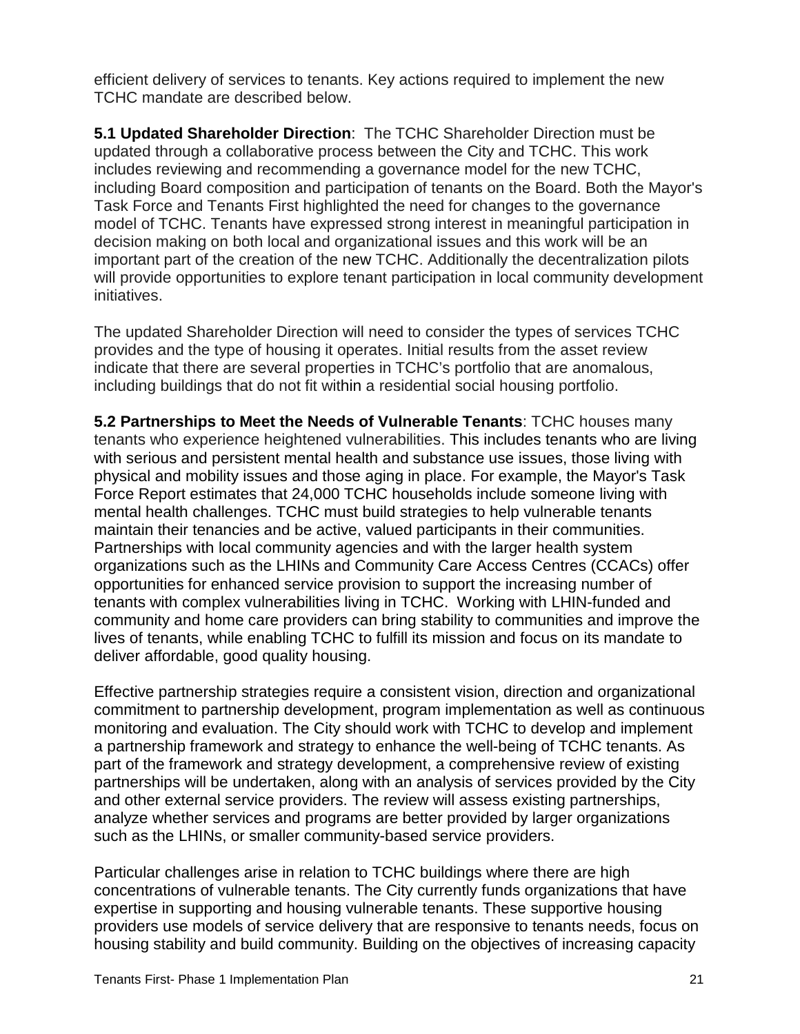efficient delivery of services to tenants. Key actions required to implement the new TCHC mandate are described below.

**5.1 Updated Shareholder Direction**: The TCHC Shareholder Direction must be updated through a collaborative process between the City and TCHC. This work includes reviewing and recommending a governance model for the new TCHC, including Board composition and participation of tenants on the Board. Both the Mayor's Task Force and Tenants First highlighted the need for changes to the governance model of TCHC. Tenants have expressed strong interest in meaningful participation in decision making on both local and organizational issues and this work will be an important part of the creation of the new TCHC. Additionally the decentralization pilots will provide opportunities to explore tenant participation in local community development initiatives.

The updated Shareholder Direction will need to consider the types of services TCHC provides and the type of housing it operates. Initial results from the asset review indicate that there are several properties in TCHC's portfolio that are anomalous, including buildings that do not fit within a residential social housing portfolio.

**5.2 Partnerships to Meet the Needs of Vulnerable Tenants**: TCHC houses many tenants who experience heightened vulnerabilities. This includes tenants who are living with serious and persistent mental health and substance use issues, those living with physical and mobility issues and those aging in place. For example, the Mayor's Task Force Report estimates that 24,000 TCHC households include someone living with mental health challenges. TCHC must build strategies to help vulnerable tenants maintain their tenancies and be active, valued participants in their communities. Partnerships with local community agencies and with the larger health system organizations such as the LHINs and Community Care Access Centres (CCACs) offer opportunities for enhanced service provision to support the increasing number of tenants with complex vulnerabilities living in TCHC. Working with LHIN-funded and community and home care providers can bring stability to communities and improve the lives of tenants, while enabling TCHC to fulfill its mission and focus on its mandate to deliver affordable, good quality housing.

Effective partnership strategies require a consistent vision, direction and organizational commitment to partnership development, program implementation as well as continuous monitoring and evaluation. The City should work with TCHC to develop and implement a partnership framework and strategy to enhance the well-being of TCHC tenants. As part of the framework and strategy development, a comprehensive review of existing partnerships will be undertaken, along with an analysis of services provided by the City and other external service providers. The review will assess existing partnerships, analyze whether services and programs are better provided by larger organizations such as the LHINs, or smaller community-based service providers.

Particular challenges arise in relation to TCHC buildings where there are high concentrations of vulnerable tenants. The City currently funds organizations that have expertise in supporting and housing vulnerable tenants. These supportive housing providers use models of service delivery that are responsive to tenants needs, focus on housing stability and build community. Building on the objectives of increasing capacity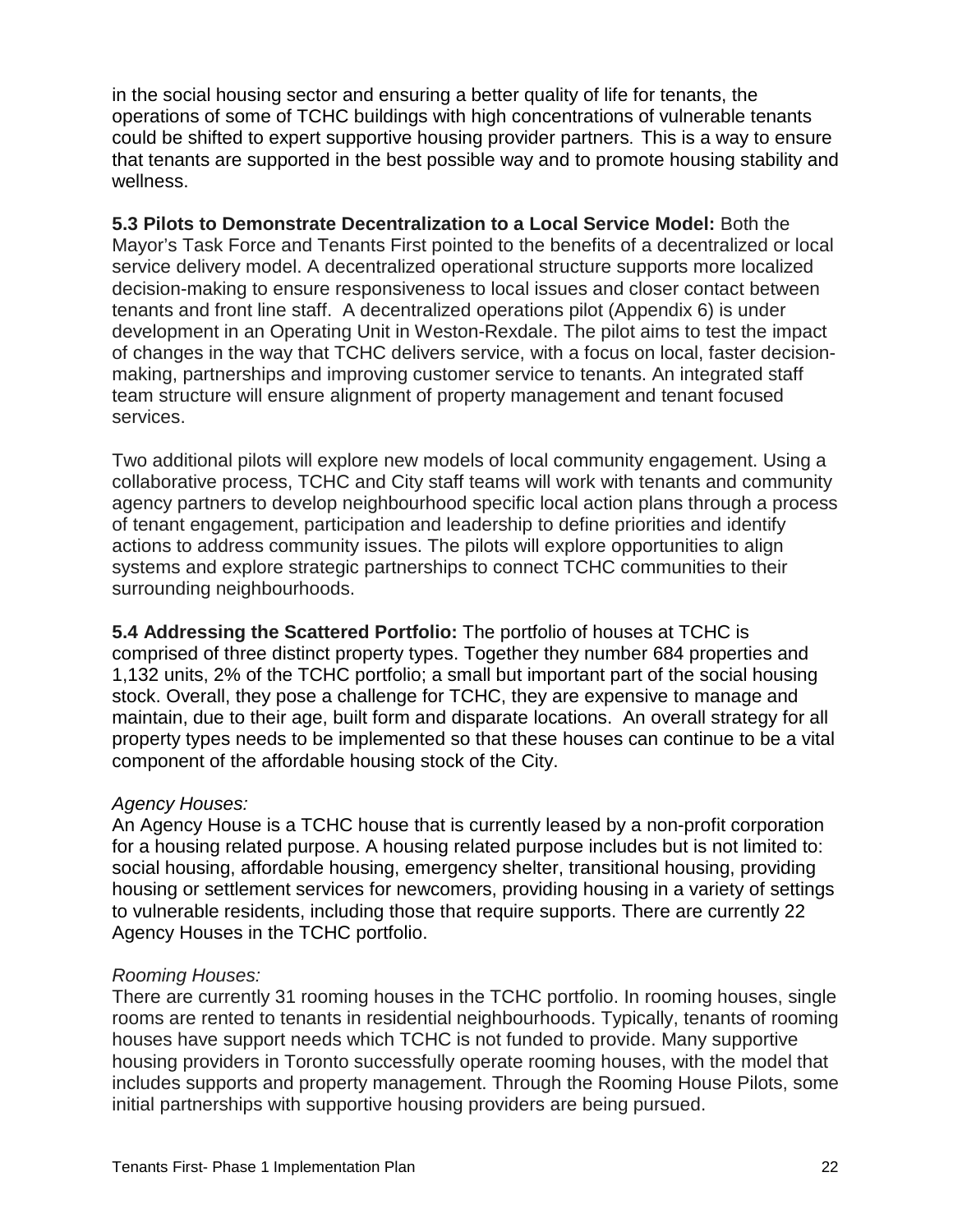in the social housing sector and ensuring a better quality of life for tenants, the operations of some of TCHC buildings with high concentrations of vulnerable tenants could be shifted to expert supportive housing provider partners. This is a way to ensure that tenants are supported in the best possible way and to promote housing stability and wellness.

**5.3 Pilots to Demonstrate Decentralization to a Local Service Model:** Both the Mayor's Task Force and Tenants First pointed to the benefits of a decentralized or local service delivery model. A decentralized operational structure supports more localized decision-making to ensure responsiveness to local issues and closer contact between tenants and front line staff. A decentralized operations pilot (Appendix 6) is under development in an Operating Unit in Weston-Rexdale. The pilot aims to test the impact of changes in the way that TCHC delivers service, with a focus on local, faster decision-making, partnerships and improving customer service to tenants. An integrated staff team structure will ensure alignment of property management and tenant focused services.

Two additional pilots will explore new models of local community engagement. Using a collaborative process, TCHC and City staff teams will work with tenants and community agency partners to develop neighbourhood specific local action plans through a process of tenant engagement, participation and leadership to define priorities and identify actions to address community issues. The pilots will explore opportunities to align systems and explore strategic partnerships to connect TCHC communities to their surrounding neighbourhoods.

**5.4 Addressing the Scattered Portfolio:** The portfolio of houses at TCHC is comprised of three distinct property types. Together they number 684 properties and 1,132 units, 2% of the TCHC portfolio; a small but important part of the social housing stock. Overall, they pose a challenge for TCHC, they are expensive to manage and maintain, due to their age, built form and disparate locations. An overall strategy for all property types needs to be implemented so that these houses can continue to be a vital component of the affordable housing stock of the City.

*Agency Houses:*
An Agency House is a TCHC house that is currently leased by a non-profit corporation for a housing related purpose. A housing related purpose includes but is not limited to: social housing, affordable housing, emergency shelter, transitional housing, providing housing or settlement services for newcomers, providing housing in a variety of settings to vulnerable residents, including those that require supports. There are currently 22 Agency Houses in the TCHC portfolio.

*Rooming Houses:*
There are currently 31 rooming houses in the TCHC portfolio. In rooming houses, single rooms are rented to tenants in residential neighbourhoods. Typically, tenants of rooming houses have support needs which TCHC is not funded to provide. Many supportive housing providers in Toronto successfully operate rooming houses, with the model that includes supports and property management. Through the Rooming House Pilots, some initial partnerships with supportive housing providers are being pursued.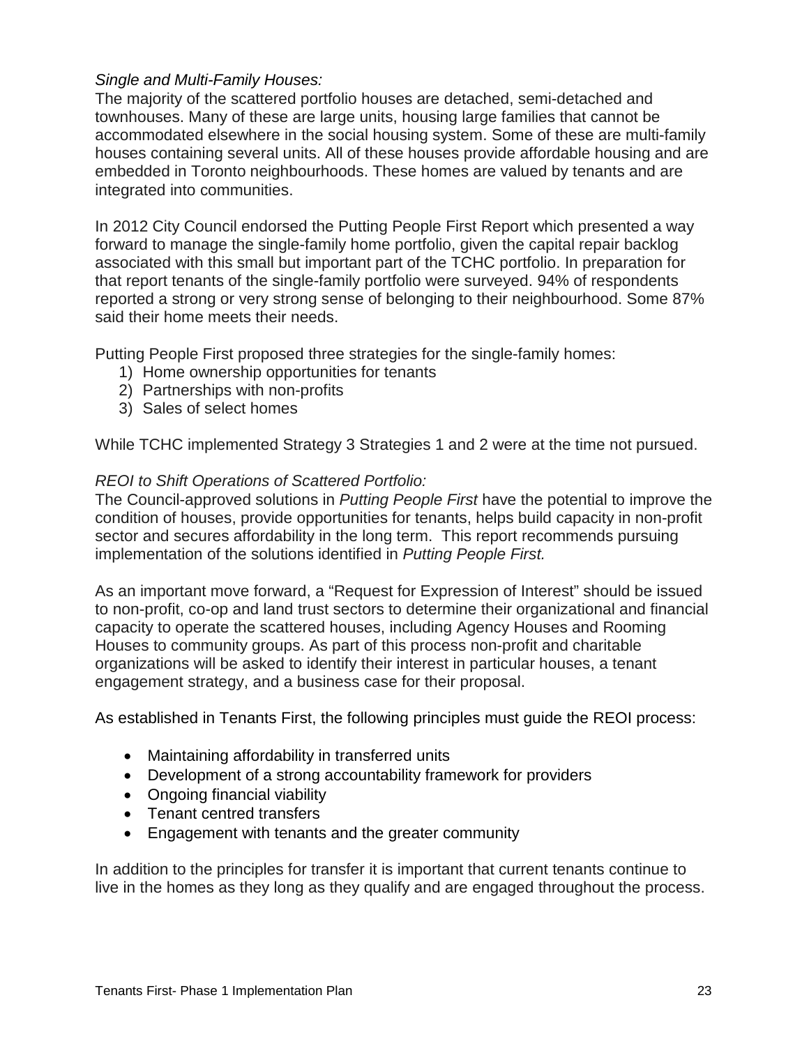*Single and Multi-Family Houses:*

The majority of the scattered portfolio houses are detached, semi-detached and townhouses. Many of these are large units, housing large families that cannot be accommodated elsewhere in the social housing system. Some of these are multi-family houses containing several units. All of these houses provide affordable housing and are embedded in Toronto neighbourhoods. These homes are valued by tenants and are integrated into communities.

In 2012 City Council endorsed the Putting People First Report which presented a way forward to manage the single-family home portfolio, given the capital repair backlog associated with this small but important part of the TCHC portfolio. In preparation for that report tenants of the single-family portfolio were surveyed. 94% of respondents reported a strong or very strong sense of belonging to their neighbourhood. Some 87% said their home meets their needs.

Putting People First proposed three strategies for the single-family homes:

1) Home ownership opportunities for tenants
2) Partnerships with non-profits
3) Sales of select homes

While TCHC implemented Strategy 3 Strategies 1 and 2 were at the time not pursued.

*REOI to Shift Operations of Scattered Portfolio:*

The Council-approved solutions in *Putting People First* have the potential to improve the condition of houses, provide opportunities for tenants, helps build capacity in non-profit sector and secures affordability in the long term. This report recommends pursuing implementation of the solutions identified in *Putting People First.*

As an important move forward, a "Request for Expression of Interest" should be issued to non-profit, co-op and land trust sectors to determine their organizational and financial capacity to operate the scattered houses, including Agency Houses and Rooming Houses to community groups. As part of this process non-profit and charitable organizations will be asked to identify their interest in particular houses, a tenant engagement strategy, and a business case for their proposal.

As established in Tenants First, the following principles must guide the REOI process:

- Maintaining affordability in transferred units
- Development of a strong accountability framework for providers
- Ongoing financial viability
- Tenant centred transfers
- Engagement with tenants and the greater community

In addition to the principles for transfer it is important that current tenants continue to live in the homes as they long as they qualify and are engaged throughout the process.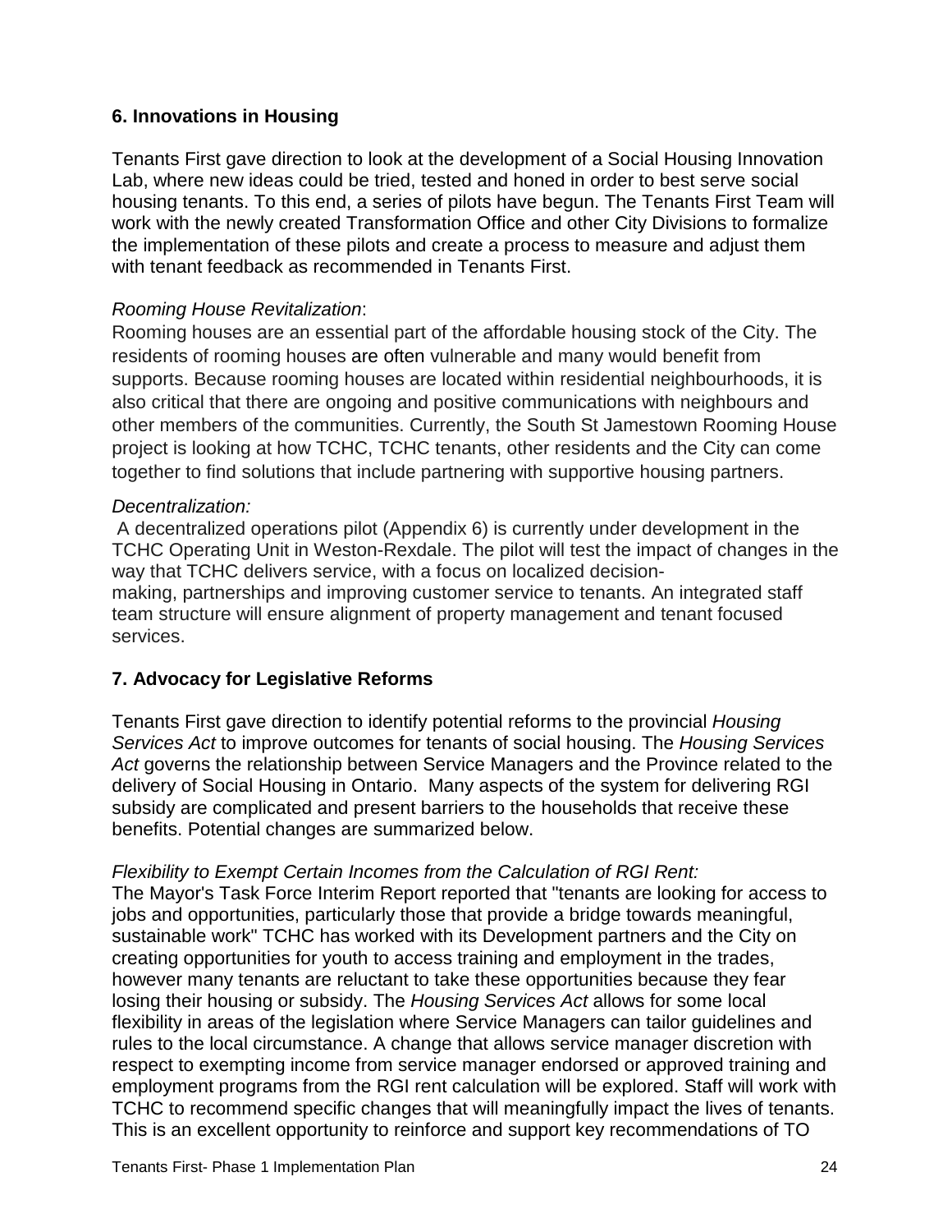## 6. Innovations in Housing

Tenants First gave direction to look at the development of a Social Housing Innovation Lab, where new ideas could be tried, tested and honed in order to best serve social housing tenants. To this end, a series of pilots have begun. The Tenants First Team will work with the newly created Transformation Office and other City Divisions to formalize the implementation of these pilots and create a process to measure and adjust them with tenant feedback as recommended in Tenants First.

*Rooming House Revitalization*:

Rooming houses are an essential part of the affordable housing stock of the City. The residents of rooming houses are often vulnerable and many would benefit from supports. Because rooming houses are located within residential neighbourhoods, it is also critical that there are ongoing and positive communications with neighbours and other members of the communities. Currently, the South St Jamestown Rooming House project is looking at how TCHC, TCHC tenants, other residents and the City can come together to find solutions that include partnering with supportive housing partners.

*Decentralization:*

A decentralized operations pilot (Appendix 6) is currently under development in the TCHC Operating Unit in Weston-Rexdale. The pilot will test the impact of changes in the way that TCHC delivers service, with a focus on localized decision-making, partnerships and improving customer service to tenants. An integrated staff team structure will ensure alignment of property management and tenant focused services.

## 7. Advocacy for Legislative Reforms

Tenants First gave direction to identify potential reforms to the provincial *Housing Services Act* to improve outcomes for tenants of social housing. The *Housing Services Act* governs the relationship between Service Managers and the Province related to the delivery of Social Housing in Ontario. Many aspects of the system for delivering RGI subsidy are complicated and present barriers to the households that receive these benefits. Potential changes are summarized below.

*Flexibility to Exempt Certain Incomes from the Calculation of RGI Rent:*

The Mayor's Task Force Interim Report reported that "tenants are looking for access to jobs and opportunities, particularly those that provide a bridge towards meaningful, sustainable work" TCHC has worked with its Development partners and the City on creating opportunities for youth to access training and employment in the trades, however many tenants are reluctant to take these opportunities because they fear losing their housing or subsidy. The *Housing Services Act* allows for some local flexibility in areas of the legislation where Service Managers can tailor guidelines and rules to the local circumstance. A change that allows service manager discretion with respect to exempting income from service manager endorsed or approved training and employment programs from the RGI rent calculation will be explored. Staff will work with TCHC to recommend specific changes that will meaningfully impact the lives of tenants. This is an excellent opportunity to reinforce and support key recommendations of TO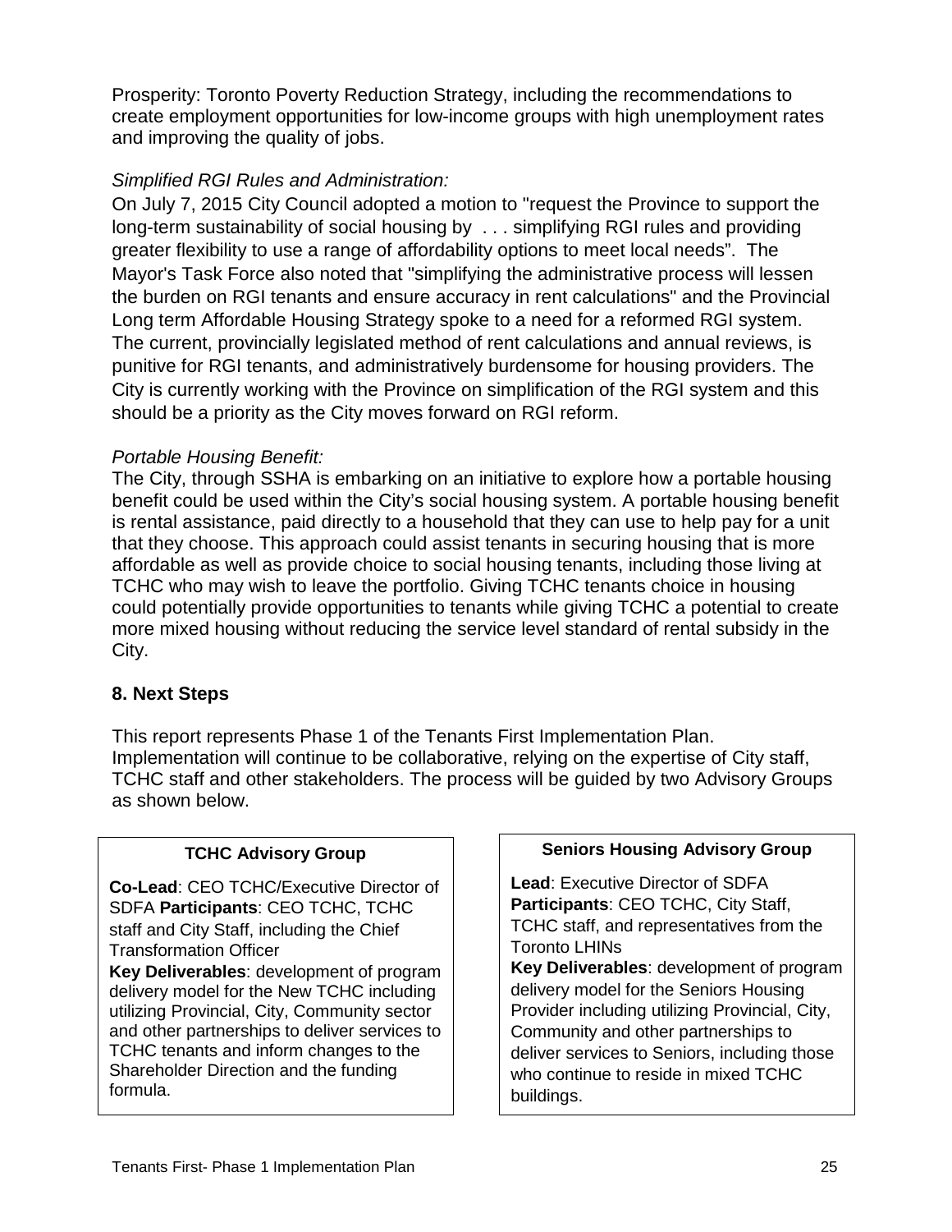Prosperity: Toronto Poverty Reduction Strategy, including the recommendations to create employment opportunities for low-income groups with high unemployment rates and improving the quality of jobs.

*Simplified RGI Rules and Administration:*

On July 7, 2015 City Council adopted a motion to "request the Province to support the long-term sustainability of social housing by . . . simplifying RGI rules and providing greater flexibility to use a range of affordability options to meet local needs". The Mayor's Task Force also noted that "simplifying the administrative process will lessen the burden on RGI tenants and ensure accuracy in rent calculations" and the Provincial Long term Affordable Housing Strategy spoke to a need for a reformed RGI system. The current, provincially legislated method of rent calculations and annual reviews, is punitive for RGI tenants, and administratively burdensome for housing providers. The City is currently working with the Province on simplification of the RGI system and this should be a priority as the City moves forward on RGI reform.

*Portable Housing Benefit:*

The City, through SSHA is embarking on an initiative to explore how a portable housing benefit could be used within the City's social housing system. A portable housing benefit is rental assistance, paid directly to a household that they can use to help pay for a unit that they choose. This approach could assist tenants in securing housing that is more affordable as well as provide choice to social housing tenants, including those living at TCHC who may wish to leave the portfolio. Giving TCHC tenants choice in housing could potentially provide opportunities to tenants while giving TCHC a potential to create more mixed housing without reducing the service level standard of rental subsidy in the City.

## 8. Next Steps

This report represents Phase 1 of the Tenants First Implementation Plan. Implementation will continue to be collaborative, relying on the expertise of City staff, TCHC staff and other stakeholders. The process will be guided by two Advisory Groups as shown below.

| TCHC Advisory Group | Seniors Housing Advisory Group |
|---|---|
| **Co-Lead**: CEO TCHC/Executive Director of SDFA **Participants**: CEO TCHC, TCHC staff and City Staff, including the Chief Transformation Officer **Key Deliverables**: development of program delivery model for the New TCHC including utilizing Provincial, City, Community sector and other partnerships to deliver services to TCHC tenants and inform changes to the Shareholder Direction and the funding formula. | **Lead**: Executive Director of SDFA **Participants**: CEO TCHC, City Staff, TCHC staff, and representatives from the Toronto LHINs **Key Deliverables**: development of program delivery model for the Seniors Housing Provider including utilizing Provincial, City, Community and other partnerships to deliver services to Seniors, including those who continue to reside in mixed TCHC buildings. |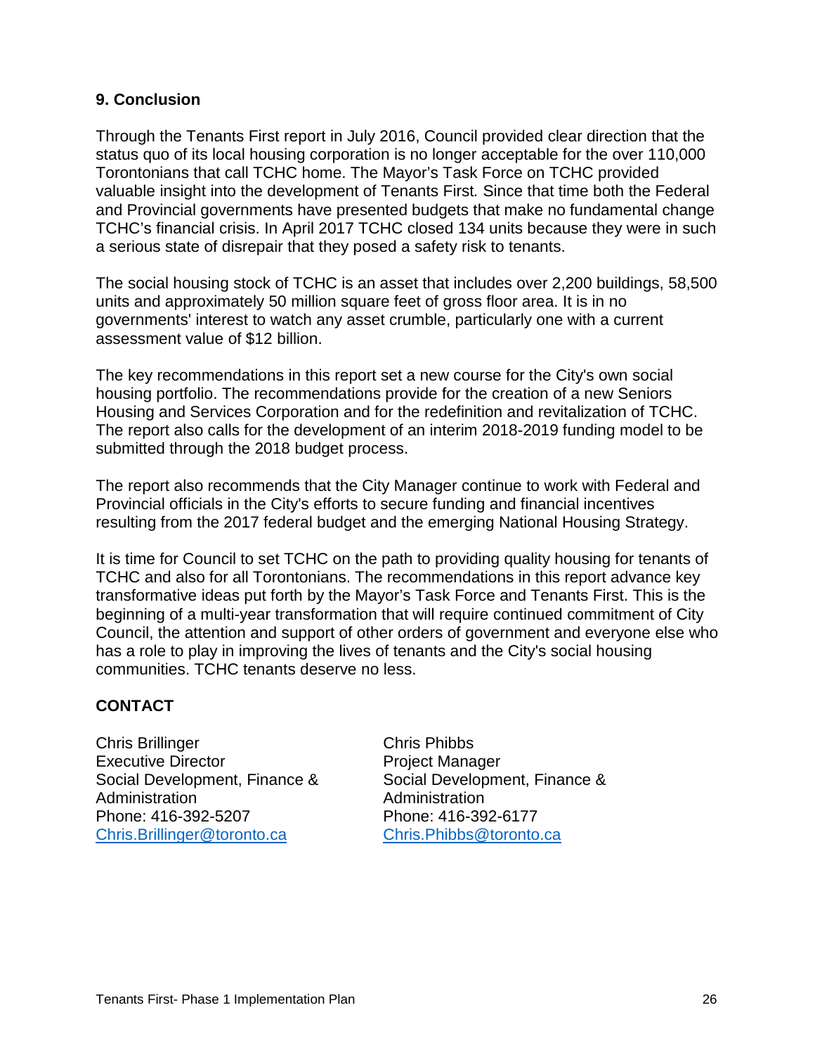## 9. Conclusion

Through the Tenants First report in July 2016, Council provided clear direction that the status quo of its local housing corporation is no longer acceptable for the over 110,000 Torontonians that call TCHC home. The Mayor's Task Force on TCHC provided valuable insight into the development of Tenants First*.* Since that time both the Federal and Provincial governments have presented budgets that make no fundamental change TCHC's financial crisis. In April 2017 TCHC closed 134 units because they were in such a serious state of disrepair that they posed a safety risk to tenants.

The social housing stock of TCHC is an asset that includes over 2,200 buildings, 58,500 units and approximately 50 million square feet of gross floor area. It is in no governments' interest to watch any asset crumble, particularly one with a current assessment value of $12 billion.

The key recommendations in this report set a new course for the City's own social housing portfolio. The recommendations provide for the creation of a new Seniors Housing and Services Corporation and for the redefinition and revitalization of TCHC. The report also calls for the development of an interim 2018-2019 funding model to be submitted through the 2018 budget process.

The report also recommends that the City Manager continue to work with Federal and Provincial officials in the City's efforts to secure funding and financial incentives resulting from the 2017 federal budget and the emerging National Housing Strategy.

It is time for Council to set TCHC on the path to providing quality housing for tenants of TCHC and also for all Torontonians. The recommendations in this report advance key transformative ideas put forth by the Mayor's Task Force and Tenants First. This is the beginning of a multi-year transformation that will require continued commitment of City Council, the attention and support of other orders of government and everyone else who has a role to play in improving the lives of tenants and the City's social housing communities. TCHC tenants deserve no less.

## CONTACT

Chris Brillinger
Executive Director
Social Development, Finance & Administration
Phone: 416-392-5207
Chris.Brillinger@toronto.ca

Chris Phibbs
Project Manager
Social Development, Finance & Administration
Phone: 416-392-6177
Chris.Phibbs@toronto.ca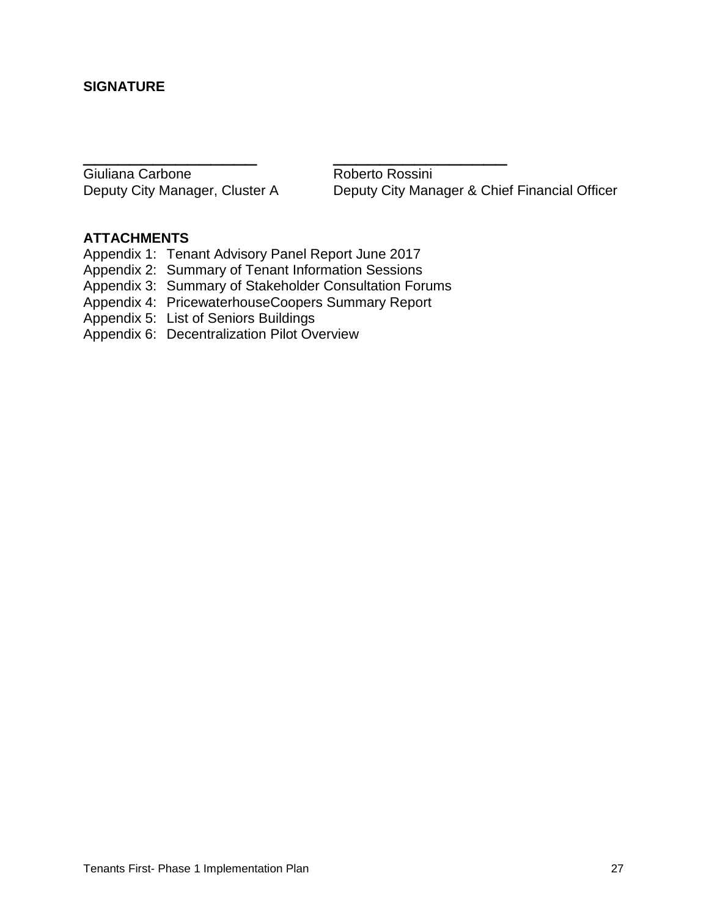**SIGNATURE**

Giuliana Carbone
Deputy City Manager, Cluster A

Roberto Rossini
Deputy City Manager & Chief Financial Officer

**ATTACHMENTS**

Appendix 1: Tenant Advisory Panel Report June 2017
Appendix 2: Summary of Tenant Information Sessions
Appendix 3: Summary of Stakeholder Consultation Forums
Appendix 4: PricewaterhouseCoopers Summary Report
Appendix 5: List of Seniors Buildings
Appendix 6: Decentralization Pilot Overview